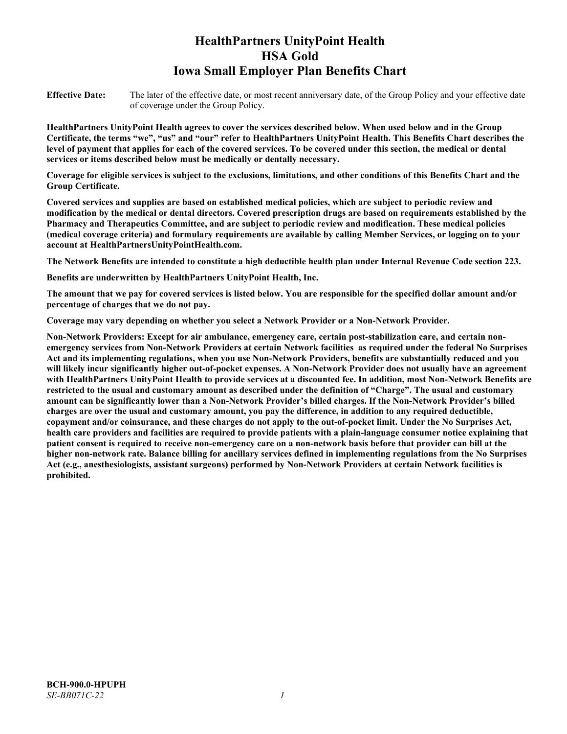# HealthPartners UnityPoint Health
# HSA Gold
# Iowa Small Employer Plan Benefits Chart

**Effective Date:** The later of the effective date, or most recent anniversary date, of the Group Policy and your effective date of coverage under the Group Policy.

**HealthPartners UnityPoint Health agrees to cover the services described below. When used below and in the Group Certificate, the terms "we", "us" and "our" refer to HealthPartners UnityPoint Health. This Benefits Chart describes the level of payment that applies for each of the covered services. To be covered under this section, the medical or dental services or items described below must be medically or dentally necessary.**

**Coverage for eligible services is subject to the exclusions, limitations, and other conditions of this Benefits Chart and the Group Certificate.**

**Covered services and supplies are based on established medical policies, which are subject to periodic review and modification by the medical or dental directors. Covered prescription drugs are based on requirements established by the Pharmacy and Therapeutics Committee, and are subject to periodic review and modification. These medical policies (medical coverage criteria) and formulary requirements are available by calling Member Services, or logging on to your account at HealthPartnersUnityPointHealth.com.**

**The Network Benefits are intended to constitute a high deductible health plan under Internal Revenue Code section 223.**

**Benefits are underwritten by HealthPartners UnityPoint Health, Inc.**

**The amount that we pay for covered services is listed below. You are responsible for the specified dollar amount and/or percentage of charges that we do not pay.**

**Coverage may vary depending on whether you select a Network Provider or a Non-Network Provider.**

**Non-Network Providers: Except for air ambulance, emergency care, certain post-stabilization care, and certain non-emergency services from Non-Network Providers at certain Network facilities as required under the federal No Surprises Act and its implementing regulations, when you use Non-Network Providers, benefits are substantially reduced and you will likely incur significantly higher out-of-pocket expenses. A Non-Network Provider does not usually have an agreement with HealthPartners UnityPoint Health to provide services at a discounted fee. In addition, most Non-Network Benefits are restricted to the usual and customary amount as described under the definition of "Charge". The usual and customary amount can be significantly lower than a Non-Network Provider's billed charges. If the Non-Network Provider's billed charges are over the usual and customary amount, you pay the difference, in addition to any required deductible, copayment and/or coinsurance, and these charges do not apply to the out-of-pocket limit. Under the No Surprises Act, health care providers and facilities are required to provide patients with a plain-language consumer notice explaining that patient consent is required to receive non-emergency care on a non-network basis before that provider can bill at the higher non-network rate. Balance billing for ancillary services defined in implementing regulations from the No Surprises Act (e.g., anesthesiologists, assistant surgeons) performed by Non-Network Providers at certain Network facilities is prohibited.**

**BCH-900.0-HPUPH**
*SE-BB071C-22*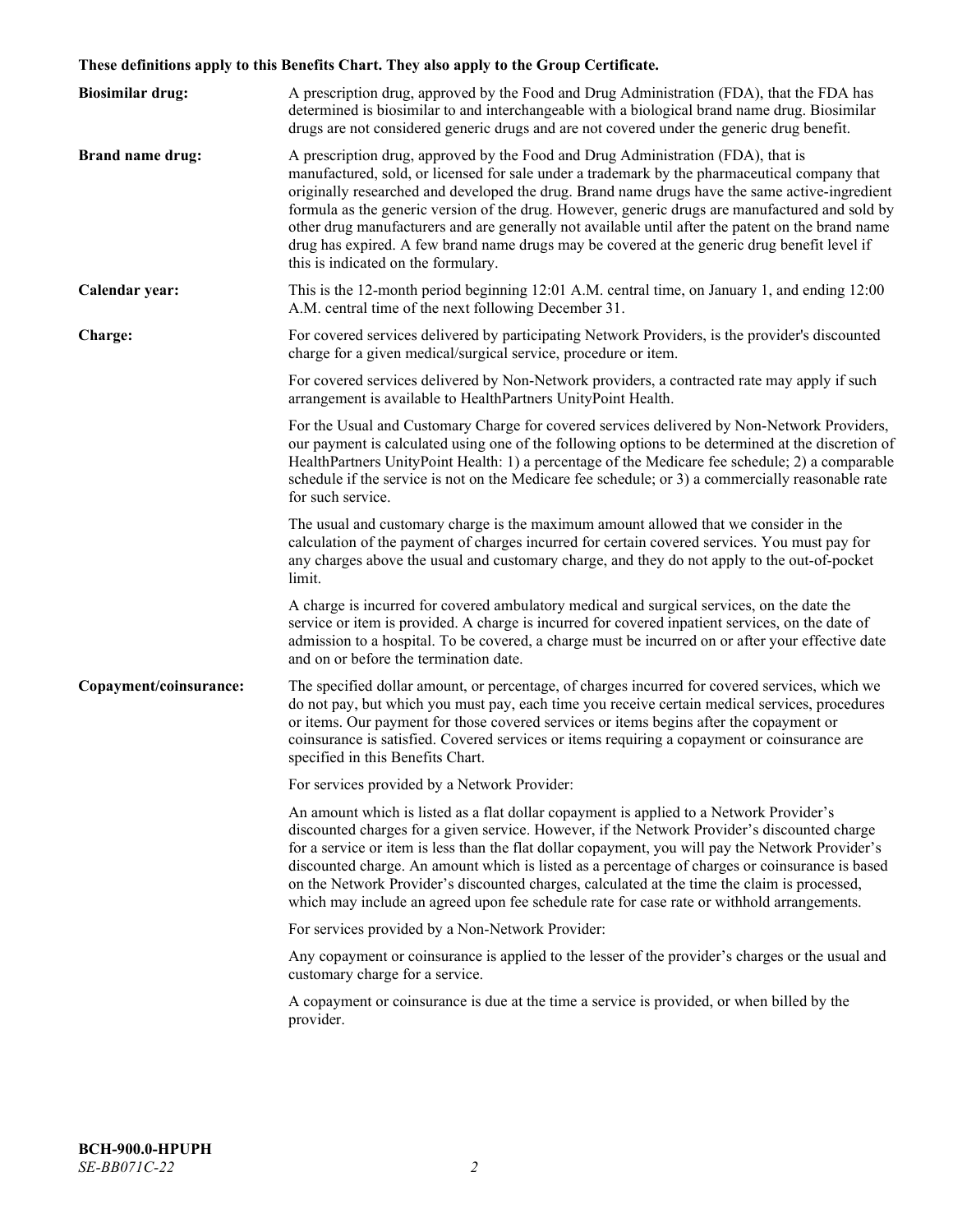**These definitions apply to this Benefits Chart. They also apply to the Group Certificate.**

| | |
|---|---|
| **Biosimilar drug:** | A prescription drug, approved by the Food and Drug Administration (FDA), that the FDA has determined is biosimilar to and interchangeable with a biological brand name drug. Biosimilar drugs are not considered generic drugs and are not covered under the generic drug benefit. |
| **Brand name drug:** | A prescription drug, approved by the Food and Drug Administration (FDA), that is manufactured, sold, or licensed for sale under a trademark by the pharmaceutical company that originally researched and developed the drug. Brand name drugs have the same active-ingredient formula as the generic version of the drug. However, generic drugs are manufactured and sold by other drug manufacturers and are generally not available until after the patent on the brand name drug has expired. A few brand name drugs may be covered at the generic drug benefit level if this is indicated on the formulary. |
| **Calendar year:** | This is the 12-month period beginning 12:01 A.M. central time, on January 1, and ending 12:00 A.M. central time of the next following December 31. |
| **Charge:** | For covered services delivered by participating Network Providers, is the provider's discounted charge for a given medical/surgical service, procedure or item.<br><br>For covered services delivered by Non-Network providers, a contracted rate may apply if such arrangement is available to HealthPartners UnityPoint Health.<br><br>For the Usual and Customary Charge for covered services delivered by Non-Network Providers, our payment is calculated using one of the following options to be determined at the discretion of HealthPartners UnityPoint Health: 1) a percentage of the Medicare fee schedule; 2) a comparable schedule if the service is not on the Medicare fee schedule; or 3) a commercially reasonable rate for such service.<br><br>The usual and customary charge is the maximum amount allowed that we consider in the calculation of the payment of charges incurred for certain covered services. You must pay for any charges above the usual and customary charge, and they do not apply to the out-of-pocket limit.<br><br>A charge is incurred for covered ambulatory medical and surgical services, on the date the service or item is provided. A charge is incurred for covered inpatient services, on the date of admission to a hospital. To be covered, a charge must be incurred on or after your effective date and on or before the termination date. |
| **Copayment/coinsurance:** | The specified dollar amount, or percentage, of charges incurred for covered services, which we do not pay, but which you must pay, each time you receive certain medical services, procedures or items. Our payment for those covered services or items begins after the copayment or coinsurance is satisfied. Covered services or items requiring a copayment or coinsurance are specified in this Benefits Chart.<br><br>For services provided by a Network Provider:<br><br>An amount which is listed as a flat dollar copayment is applied to a Network Provider's discounted charges for a given service. However, if the Network Provider's discounted charge for a service or item is less than the flat dollar copayment, you will pay the Network Provider's discounted charge. An amount which is listed as a percentage of charges or coinsurance is based on the Network Provider's discounted charges, calculated at the time the claim is processed, which may include an agreed upon fee schedule rate for case rate or withhold arrangements.<br><br>For services provided by a Non-Network Provider:<br><br>Any copayment or coinsurance is applied to the lesser of the provider's charges or the usual and customary charge for a service.<br><br>A copayment or coinsurance is due at the time a service is provided, or when billed by the provider. |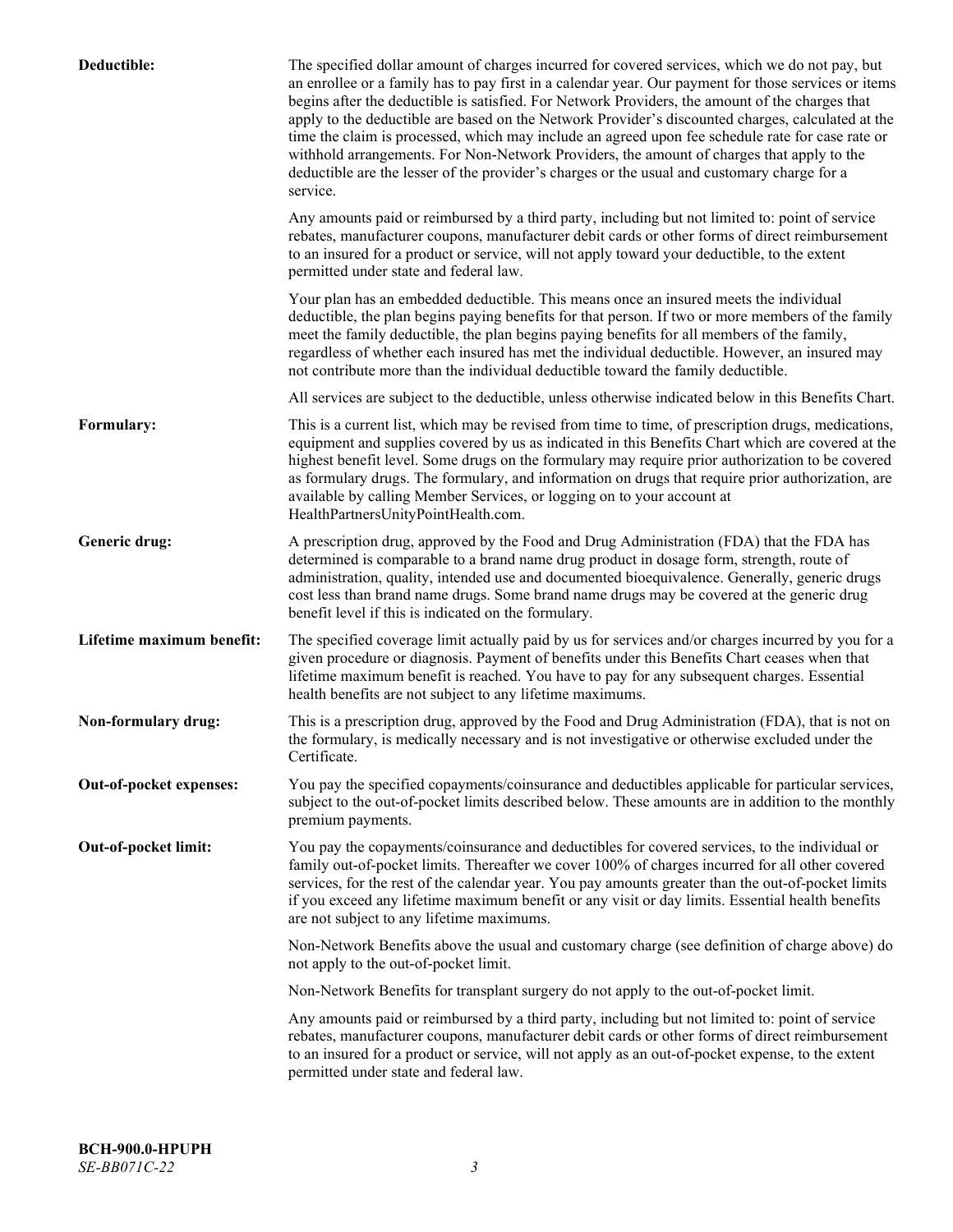**Deductible:** The specified dollar amount of charges incurred for covered services, which we do not pay, but an enrollee or a family has to pay first in a calendar year. Our payment for those services or items begins after the deductible is satisfied. For Network Providers, the amount of the charges that apply to the deductible are based on the Network Provider's discounted charges, calculated at the time the claim is processed, which may include an agreed upon fee schedule rate for case rate or withhold arrangements. For Non-Network Providers, the amount of charges that apply to the deductible are the lesser of the provider's charges or the usual and customary charge for a service.

Any amounts paid or reimbursed by a third party, including but not limited to: point of service rebates, manufacturer coupons, manufacturer debit cards or other forms of direct reimbursement to an insured for a product or service, will not apply toward your deductible, to the extent permitted under state and federal law.

Your plan has an embedded deductible. This means once an insured meets the individual deductible, the plan begins paying benefits for that person. If two or more members of the family meet the family deductible, the plan begins paying benefits for all members of the family, regardless of whether each insured has met the individual deductible. However, an insured may not contribute more than the individual deductible toward the family deductible.

All services are subject to the deductible, unless otherwise indicated below in this Benefits Chart.

**Formulary:** This is a current list, which may be revised from time to time, of prescription drugs, medications, equipment and supplies covered by us as indicated in this Benefits Chart which are covered at the highest benefit level. Some drugs on the formulary may require prior authorization to be covered as formulary drugs. The formulary, and information on drugs that require prior authorization, are available by calling Member Services, or logging on to your account at HealthPartnersUnityPointHealth.com.

**Generic drug:** A prescription drug, approved by the Food and Drug Administration (FDA) that the FDA has determined is comparable to a brand name drug product in dosage form, strength, route of administration, quality, intended use and documented bioequivalence. Generally, generic drugs cost less than brand name drugs. Some brand name drugs may be covered at the generic drug benefit level if this is indicated on the formulary.

**Lifetime maximum benefit:** The specified coverage limit actually paid by us for services and/or charges incurred by you for a given procedure or diagnosis. Payment of benefits under this Benefits Chart ceases when that lifetime maximum benefit is reached. You have to pay for any subsequent charges. Essential health benefits are not subject to any lifetime maximums.

**Non-formulary drug:** This is a prescription drug, approved by the Food and Drug Administration (FDA), that is not on the formulary, is medically necessary and is not investigative or otherwise excluded under the Certificate.

**Out-of-pocket expenses:** You pay the specified copayments/coinsurance and deductibles applicable for particular services, subject to the out-of-pocket limits described below. These amounts are in addition to the monthly premium payments.

**Out-of-pocket limit:** You pay the copayments/coinsurance and deductibles for covered services, to the individual or family out-of-pocket limits. Thereafter we cover 100% of charges incurred for all other covered services, for the rest of the calendar year. You pay amounts greater than the out-of-pocket limits if you exceed any lifetime maximum benefit or any visit or day limits. Essential health benefits are not subject to any lifetime maximums.

Non-Network Benefits above the usual and customary charge (see definition of charge above) do not apply to the out-of-pocket limit.

Non-Network Benefits for transplant surgery do not apply to the out-of-pocket limit.

Any amounts paid or reimbursed by a third party, including but not limited to: point of service rebates, manufacturer coupons, manufacturer debit cards or other forms of direct reimbursement to an insured for a product or service, will not apply as an out-of-pocket expense, to the extent permitted under state and federal law.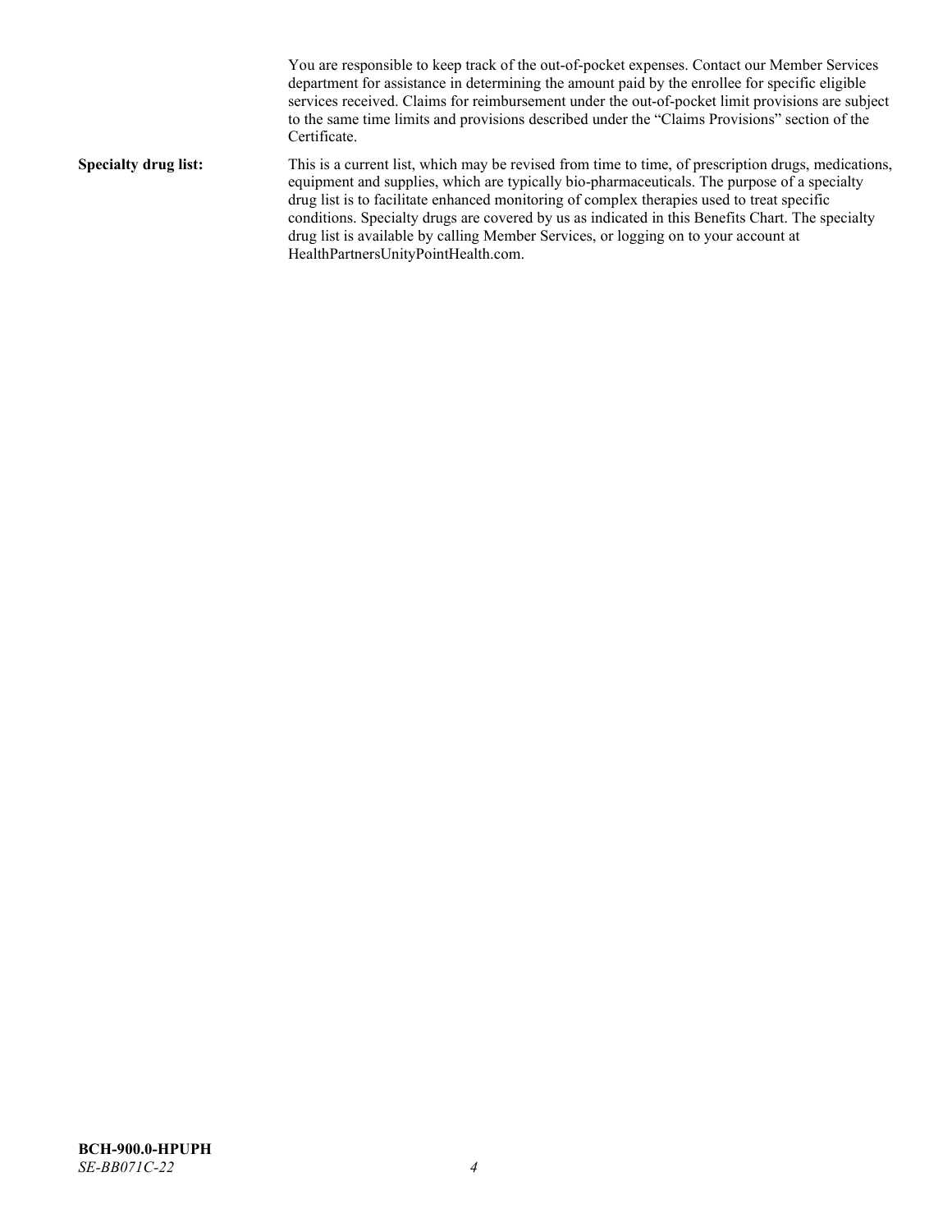You are responsible to keep track of the out-of-pocket expenses. Contact our Member Services department for assistance in determining the amount paid by the enrollee for specific eligible services received. Claims for reimbursement under the out-of-pocket limit provisions are subject to the same time limits and provisions described under the "Claims Provisions" section of the Certificate.

**Specialty drug list:** This is a current list, which may be revised from time to time, of prescription drugs, medications, equipment and supplies, which are typically bio-pharmaceuticals. The purpose of a specialty drug list is to facilitate enhanced monitoring of complex therapies used to treat specific conditions. Specialty drugs are covered by us as indicated in this Benefits Chart. The specialty drug list is available by calling Member Services, or logging on to your account at HealthPartnersUnityPointHealth.com.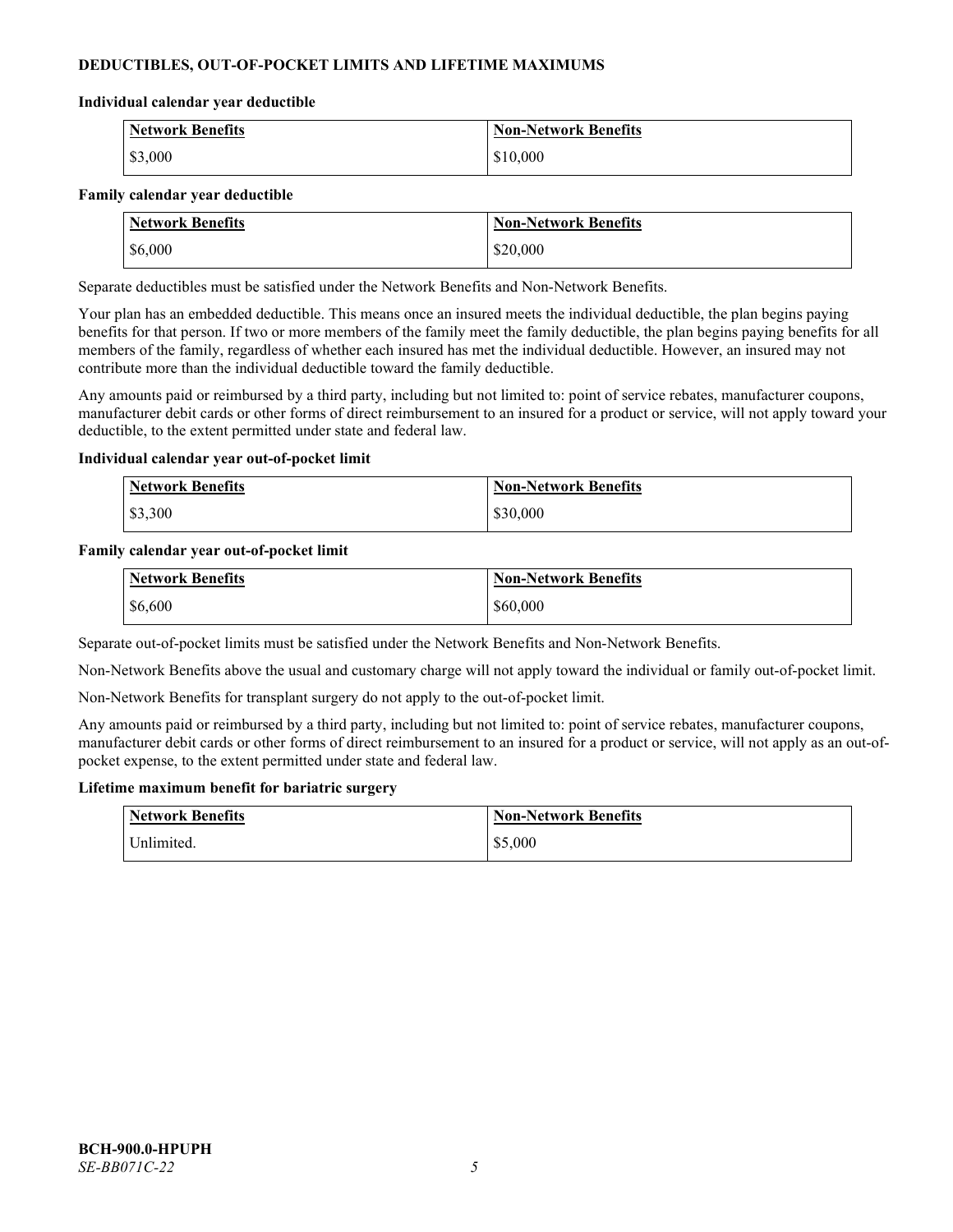### DEDUCTIBLES, OUT-OF-POCKET LIMITS AND LIFETIME MAXIMUMS

**Individual calendar year deductible**

| Network Benefits | Non-Network Benefits |
| --- | --- |
| $3,000 | $10,000 |

**Family calendar year deductible**

| Network Benefits | Non-Network Benefits |
| --- | --- |
| $6,000 | $20,000 |

Separate deductibles must be satisfied under the Network Benefits and Non-Network Benefits.

Your plan has an embedded deductible. This means once an insured meets the individual deductible, the plan begins paying benefits for that person. If two or more members of the family meet the family deductible, the plan begins paying benefits for all members of the family, regardless of whether each insured has met the individual deductible. However, an insured may not contribute more than the individual deductible toward the family deductible.

Any amounts paid or reimbursed by a third party, including but not limited to: point of service rebates, manufacturer coupons, manufacturer debit cards or other forms of direct reimbursement to an insured for a product or service, will not apply toward your deductible, to the extent permitted under state and federal law.

**Individual calendar year out-of-pocket limit**

| Network Benefits | Non-Network Benefits |
| --- | --- |
| $3,300 | $30,000 |

**Family calendar year out-of-pocket limit**

| Network Benefits | Non-Network Benefits |
| --- | --- |
| $6,600 | $60,000 |

Separate out-of-pocket limits must be satisfied under the Network Benefits and Non-Network Benefits.

Non-Network Benefits above the usual and customary charge will not apply toward the individual or family out-of-pocket limit.

Non-Network Benefits for transplant surgery do not apply to the out-of-pocket limit.

Any amounts paid or reimbursed by a third party, including but not limited to: point of service rebates, manufacturer coupons, manufacturer debit cards or other forms of direct reimbursement to an insured for a product or service, will not apply as an out-of-pocket expense, to the extent permitted under state and federal law.

**Lifetime maximum benefit for bariatric surgery**

| Network Benefits | Non-Network Benefits |
| --- | --- |
| Unlimited. | $5,000 |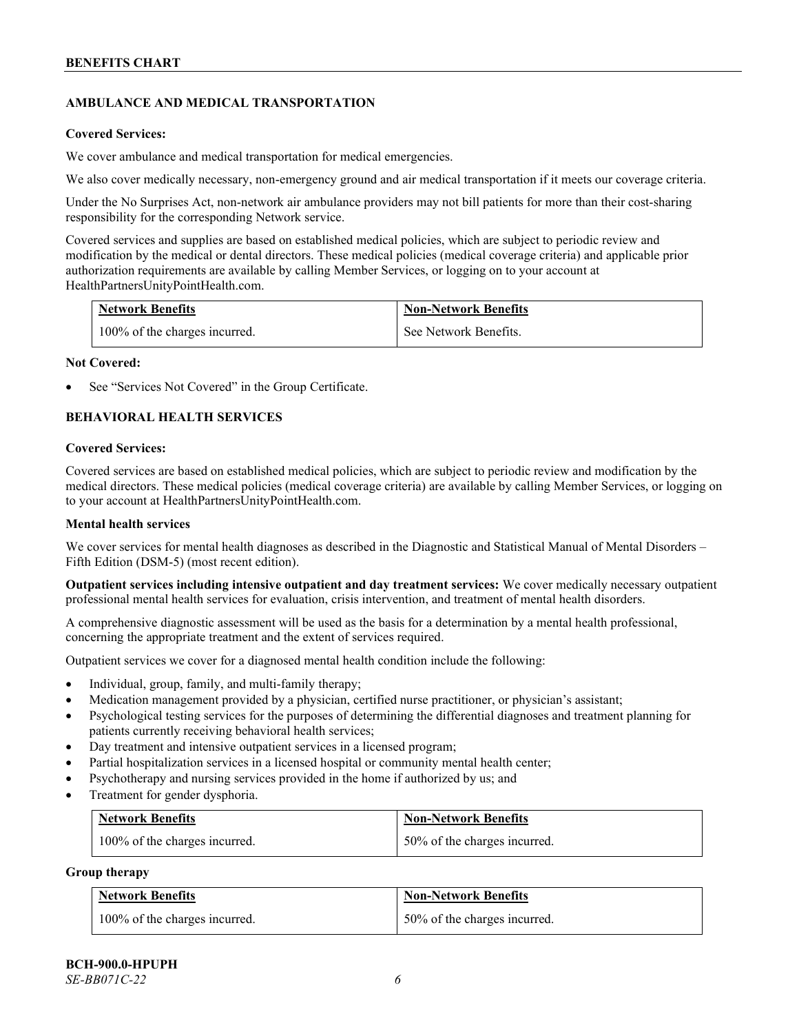## AMBULANCE AND MEDICAL TRANSPORTATION

**Covered Services:**

We cover ambulance and medical transportation for medical emergencies.

We also cover medically necessary, non-emergency ground and air medical transportation if it meets our coverage criteria.

Under the No Surprises Act, non-network air ambulance providers may not bill patients for more than their cost-sharing responsibility for the corresponding Network service.

Covered services and supplies are based on established medical policies, which are subject to periodic review and modification by the medical or dental directors. These medical policies (medical coverage criteria) and applicable prior authorization requirements are available by calling Member Services, or logging on to your account at HealthPartnersUnityPointHealth.com.

| Network Benefits | Non-Network Benefits |
|---|---|
| 100% of the charges incurred. | See Network Benefits. |

**Not Covered:**

- See "Services Not Covered" in the Group Certificate.

## BEHAVIORAL HEALTH SERVICES

**Covered Services:**

Covered services are based on established medical policies, which are subject to periodic review and modification by the medical directors. These medical policies (medical coverage criteria) are available by calling Member Services, or logging on to your account at HealthPartnersUnityPointHealth.com.

### Mental health services

We cover services for mental health diagnoses as described in the Diagnostic and Statistical Manual of Mental Disorders – Fifth Edition (DSM-5) (most recent edition).

**Outpatient services including intensive outpatient and day treatment services:** We cover medically necessary outpatient professional mental health services for evaluation, crisis intervention, and treatment of mental health disorders.

A comprehensive diagnostic assessment will be used as the basis for a determination by a mental health professional, concerning the appropriate treatment and the extent of services required.

Outpatient services we cover for a diagnosed mental health condition include the following:

- Individual, group, family, and multi-family therapy;
- Medication management provided by a physician, certified nurse practitioner, or physician's assistant;
- Psychological testing services for the purposes of determining the differential diagnoses and treatment planning for patients currently receiving behavioral health services;
- Day treatment and intensive outpatient services in a licensed program;
- Partial hospitalization services in a licensed hospital or community mental health center;
- Psychotherapy and nursing services provided in the home if authorized by us; and
- Treatment for gender dysphoria.

| Network Benefits | Non-Network Benefits |
|---|---|
| 100% of the charges incurred. | 50% of the charges incurred. |

**Group therapy**

| Network Benefits | Non-Network Benefits |
|---|---|
| 100% of the charges incurred. | 50% of the charges incurred. |

**BCH-900.0-HPUPH**
*SE-BB071C-22*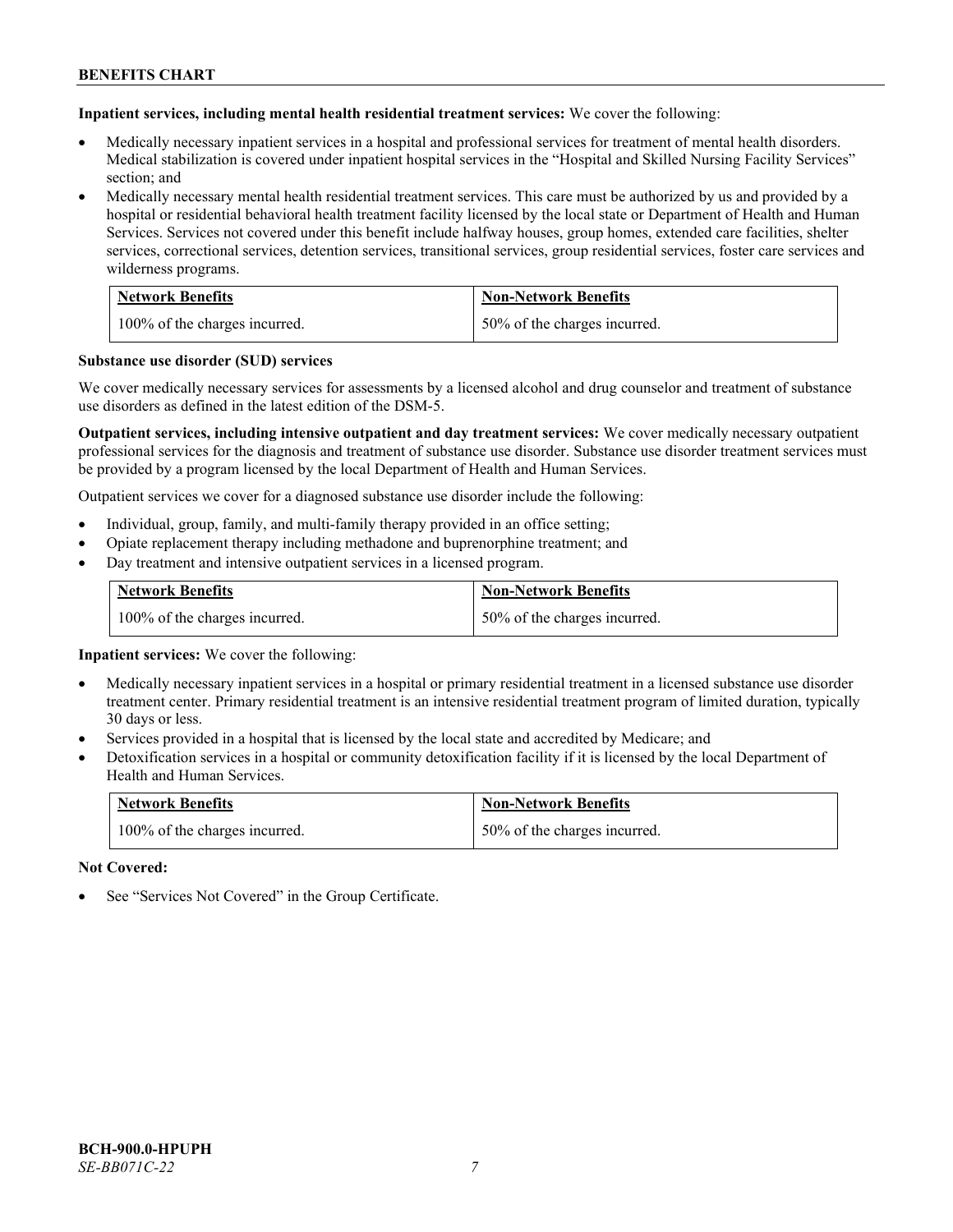**Inpatient services, including mental health residential treatment services:** We cover the following:

- Medically necessary inpatient services in a hospital and professional services for treatment of mental health disorders. Medical stabilization is covered under inpatient hospital services in the "Hospital and Skilled Nursing Facility Services" section; and
- Medically necessary mental health residential treatment services. This care must be authorized by us and provided by a hospital or residential behavioral health treatment facility licensed by the local state or Department of Health and Human Services. Services not covered under this benefit include halfway houses, group homes, extended care facilities, shelter services, correctional services, detention services, transitional services, group residential services, foster care services and wilderness programs.

| Network Benefits | Non-Network Benefits |
|---|---|
| 100% of the charges incurred. | 50% of the charges incurred. |

**Substance use disorder (SUD) services**

We cover medically necessary services for assessments by a licensed alcohol and drug counselor and treatment of substance use disorders as defined in the latest edition of the DSM-5.

**Outpatient services, including intensive outpatient and day treatment services:** We cover medically necessary outpatient professional services for the diagnosis and treatment of substance use disorder. Substance use disorder treatment services must be provided by a program licensed by the local Department of Health and Human Services.

Outpatient services we cover for a diagnosed substance use disorder include the following:

- Individual, group, family, and multi-family therapy provided in an office setting;
- Opiate replacement therapy including methadone and buprenorphine treatment; and
- Day treatment and intensive outpatient services in a licensed program.

| Network Benefits | Non-Network Benefits |
|---|---|
| 100% of the charges incurred. | 50% of the charges incurred. |

**Inpatient services:** We cover the following:

- Medically necessary inpatient services in a hospital or primary residential treatment in a licensed substance use disorder treatment center. Primary residential treatment is an intensive residential treatment program of limited duration, typically 30 days or less.
- Services provided in a hospital that is licensed by the local state and accredited by Medicare; and
- Detoxification services in a hospital or community detoxification facility if it is licensed by the local Department of Health and Human Services.

| Network Benefits | Non-Network Benefits |
|---|---|
| 100% of the charges incurred. | 50% of the charges incurred. |

**Not Covered:**

- See "Services Not Covered" in the Group Certificate.

**BCH-900.0-HPUPH**
*SE-BB071C-22*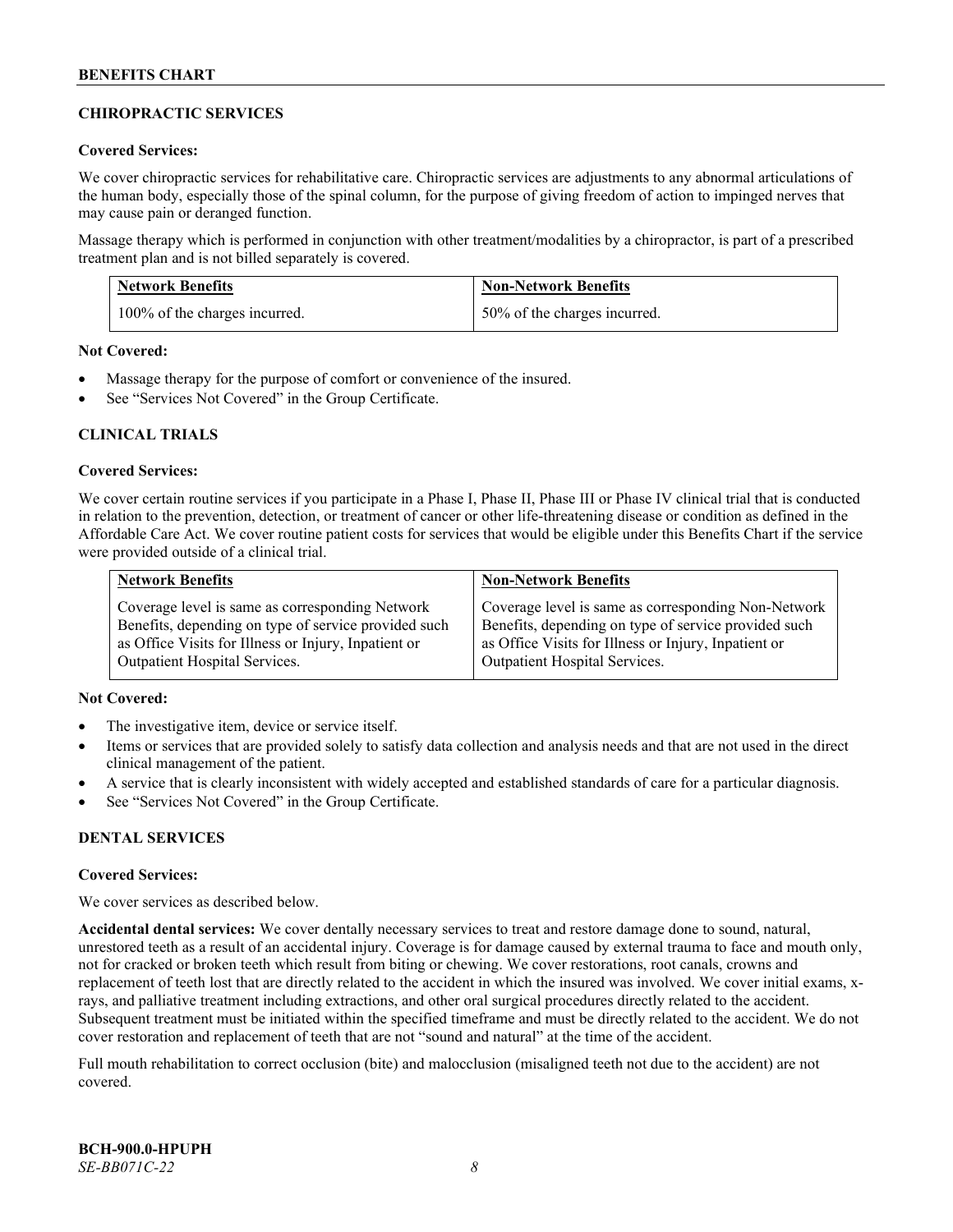## CHIROPRACTIC SERVICES

### Covered Services:

We cover chiropractic services for rehabilitative care. Chiropractic services are adjustments to any abnormal articulations of the human body, especially those of the spinal column, for the purpose of giving freedom of action to impinged nerves that may cause pain or deranged function.

Massage therapy which is performed in conjunction with other treatment/modalities by a chiropractor, is part of a prescribed treatment plan and is not billed separately is covered.

| Network Benefits | Non-Network Benefits |
|---|---|
| 100% of the charges incurred. | 50% of the charges incurred. |

### Not Covered:

- Massage therapy for the purpose of comfort or convenience of the insured.
- See "Services Not Covered" in the Group Certificate.

## CLINICAL TRIALS

### Covered Services:

We cover certain routine services if you participate in a Phase I, Phase II, Phase III or Phase IV clinical trial that is conducted in relation to the prevention, detection, or treatment of cancer or other life-threatening disease or condition as defined in the Affordable Care Act. We cover routine patient costs for services that would be eligible under this Benefits Chart if the service were provided outside of a clinical trial.

| Network Benefits | Non-Network Benefits |
|---|---|
| Coverage level is same as corresponding Network Benefits, depending on type of service provided such as Office Visits for Illness or Injury, Inpatient or Outpatient Hospital Services. | Coverage level is same as corresponding Non-Network Benefits, depending on type of service provided such as Office Visits for Illness or Injury, Inpatient or Outpatient Hospital Services. |

### Not Covered:

- The investigative item, device or service itself.
- Items or services that are provided solely to satisfy data collection and analysis needs and that are not used in the direct clinical management of the patient.
- A service that is clearly inconsistent with widely accepted and established standards of care for a particular diagnosis.
- See "Services Not Covered" in the Group Certificate.

## DENTAL SERVICES

### Covered Services:

We cover services as described below.

**Accidental dental services:** We cover dentally necessary services to treat and restore damage done to sound, natural, unrestored teeth as a result of an accidental injury. Coverage is for damage caused by external trauma to face and mouth only, not for cracked or broken teeth which result from biting or chewing. We cover restorations, root canals, crowns and replacement of teeth lost that are directly related to the accident in which the insured was involved. We cover initial exams, x-rays, and palliative treatment including extractions, and other oral surgical procedures directly related to the accident. Subsequent treatment must be initiated within the specified timeframe and must be directly related to the accident. We do not cover restoration and replacement of teeth that are not "sound and natural" at the time of the accident.

Full mouth rehabilitation to correct occlusion (bite) and malocclusion (misaligned teeth not due to the accident) are not covered.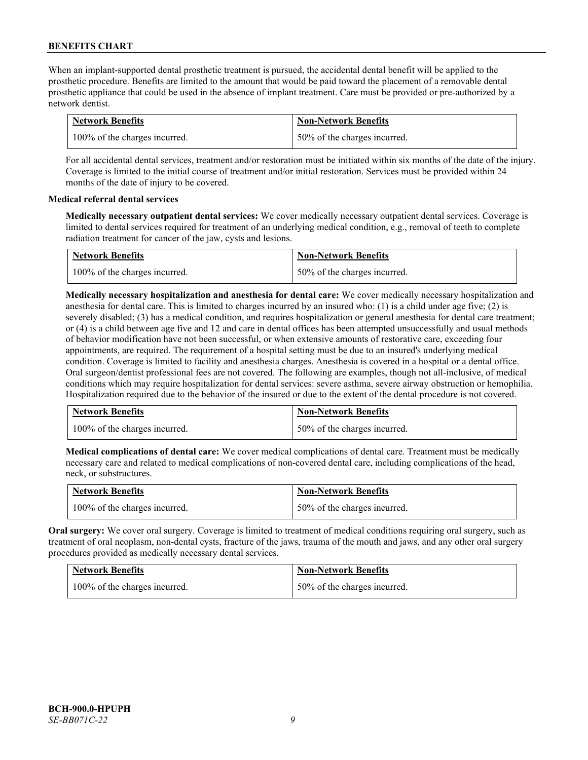When an implant-supported dental prosthetic treatment is pursued, the accidental dental benefit will be applied to the prosthetic procedure. Benefits are limited to the amount that would be paid toward the placement of a removable dental prosthetic appliance that could be used in the absence of implant treatment. Care must be provided or pre-authorized by a network dentist.

| Network Benefits | Non-Network Benefits |
| --- | --- |
| 100% of the charges incurred. | 50% of the charges incurred. |

For all accidental dental services, treatment and/or restoration must be initiated within six months of the date of the injury. Coverage is limited to the initial course of treatment and/or initial restoration. Services must be provided within 24 months of the date of injury to be covered.

**Medical referral dental services**

**Medically necessary outpatient dental services:** We cover medically necessary outpatient dental services. Coverage is limited to dental services required for treatment of an underlying medical condition, e.g., removal of teeth to complete radiation treatment for cancer of the jaw, cysts and lesions.

| Network Benefits | Non-Network Benefits |
| --- | --- |
| 100% of the charges incurred. | 50% of the charges incurred. |

**Medically necessary hospitalization and anesthesia for dental care:** We cover medically necessary hospitalization and anesthesia for dental care. This is limited to charges incurred by an insured who: (1) is a child under age five; (2) is severely disabled; (3) has a medical condition, and requires hospitalization or general anesthesia for dental care treatment; or (4) is a child between age five and 12 and care in dental offices has been attempted unsuccessfully and usual methods of behavior modification have not been successful, or when extensive amounts of restorative care, exceeding four appointments, are required. The requirement of a hospital setting must be due to an insured's underlying medical condition. Coverage is limited to facility and anesthesia charges. Anesthesia is covered in a hospital or a dental office. Oral surgeon/dentist professional fees are not covered. The following are examples, though not all-inclusive, of medical conditions which may require hospitalization for dental services: severe asthma, severe airway obstruction or hemophilia. Hospitalization required due to the behavior of the insured or due to the extent of the dental procedure is not covered.

| Network Benefits | Non-Network Benefits |
| --- | --- |
| 100% of the charges incurred. | 50% of the charges incurred. |

**Medical complications of dental care:** We cover medical complications of dental care. Treatment must be medically necessary care and related to medical complications of non-covered dental care, including complications of the head, neck, or substructures.

| Network Benefits | Non-Network Benefits |
| --- | --- |
| 100% of the charges incurred. | 50% of the charges incurred. |

**Oral surgery:** We cover oral surgery. Coverage is limited to treatment of medical conditions requiring oral surgery, such as treatment of oral neoplasm, non-dental cysts, fracture of the jaws, trauma of the mouth and jaws, and any other oral surgery procedures provided as medically necessary dental services.

| Network Benefits | Non-Network Benefits |
| --- | --- |
| 100% of the charges incurred. | 50% of the charges incurred. |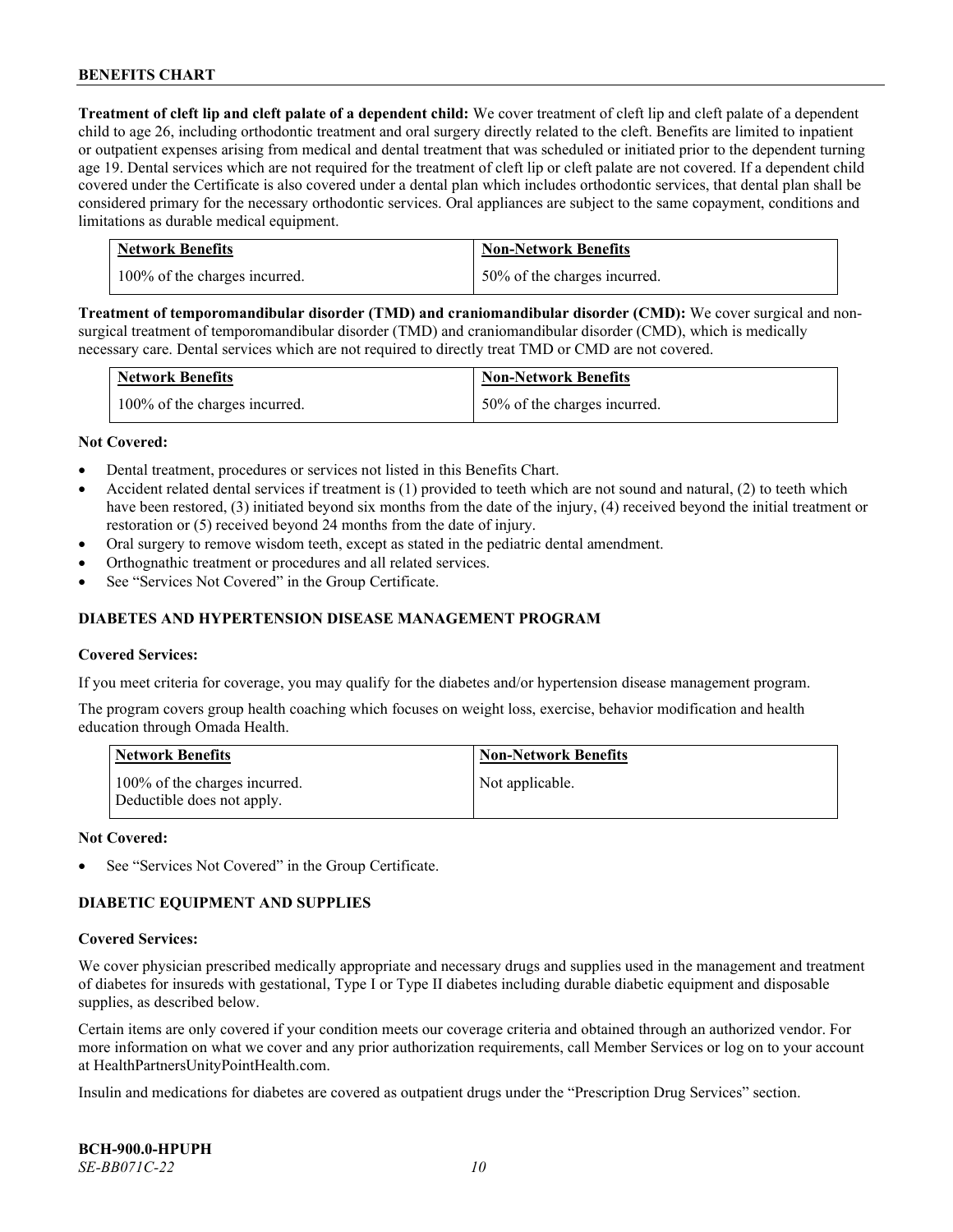**Treatment of cleft lip and cleft palate of a dependent child:** We cover treatment of cleft lip and cleft palate of a dependent child to age 26, including orthodontic treatment and oral surgery directly related to the cleft. Benefits are limited to inpatient or outpatient expenses arising from medical and dental treatment that was scheduled or initiated prior to the dependent turning age 19. Dental services which are not required for the treatment of cleft lip or cleft palate are not covered. If a dependent child covered under the Certificate is also covered under a dental plan which includes orthodontic services, that dental plan shall be considered primary for the necessary orthodontic services. Oral appliances are subject to the same copayment, conditions and limitations as durable medical equipment.

| Network Benefits | Non-Network Benefits |
|---|---|
| 100% of the charges incurred. | 50% of the charges incurred. |

**Treatment of temporomandibular disorder (TMD) and craniomandibular disorder (CMD):** We cover surgical and non-surgical treatment of temporomandibular disorder (TMD) and craniomandibular disorder (CMD), which is medically necessary care. Dental services which are not required to directly treat TMD or CMD are not covered.

| Network Benefits | Non-Network Benefits |
|---|---|
| 100% of the charges incurred. | 50% of the charges incurred. |

**Not Covered:**

- Dental treatment, procedures or services not listed in this Benefits Chart.
- Accident related dental services if treatment is (1) provided to teeth which are not sound and natural, (2) to teeth which have been restored, (3) initiated beyond six months from the date of the injury, (4) received beyond the initial treatment or restoration or (5) received beyond 24 months from the date of injury.
- Oral surgery to remove wisdom teeth, except as stated in the pediatric dental amendment.
- Orthognathic treatment or procedures and all related services.
- See "Services Not Covered" in the Group Certificate.

## DIABETES AND HYPERTENSION DISEASE MANAGEMENT PROGRAM

**Covered Services:**

If you meet criteria for coverage, you may qualify for the diabetes and/or hypertension disease management program.

The program covers group health coaching which focuses on weight loss, exercise, behavior modification and health education through Omada Health.

| Network Benefits | Non-Network Benefits |
|---|---|
| 100% of the charges incurred. Deductible does not apply. | Not applicable. |

**Not Covered:**

- See "Services Not Covered" in the Group Certificate.

## DIABETIC EQUIPMENT AND SUPPLIES

**Covered Services:**

We cover physician prescribed medically appropriate and necessary drugs and supplies used in the management and treatment of diabetes for insureds with gestational, Type I or Type II diabetes including durable diabetic equipment and disposable supplies, as described below.

Certain items are only covered if your condition meets our coverage criteria and obtained through an authorized vendor. For more information on what we cover and any prior authorization requirements, call Member Services or log on to your account at HealthPartnersUnityPointHealth.com.

Insulin and medications for diabetes are covered as outpatient drugs under the "Prescription Drug Services" section.

**BCH-900.0-HPUPH**
*SE-BB071C-22*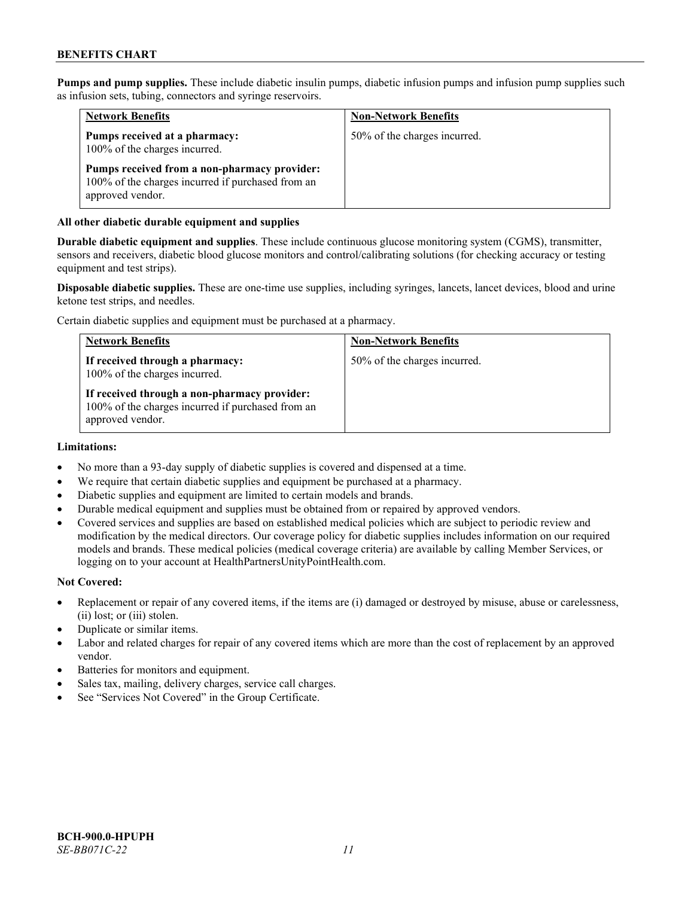**Pumps and pump supplies.** These include diabetic insulin pumps, diabetic infusion pumps and infusion pump supplies such as infusion sets, tubing, connectors and syringe reservoirs.

| Network Benefits | Non-Network Benefits |
|---|---|
| **Pumps received at a pharmacy:** 100% of the charges incurred.<br><br>**Pumps received from a non-pharmacy provider:** 100% of the charges incurred if purchased from an approved vendor. | 50% of the charges incurred. |

**All other diabetic durable equipment and supplies**

**Durable diabetic equipment and supplies**. These include continuous glucose monitoring system (CGMS), transmitter, sensors and receivers, diabetic blood glucose monitors and control/calibrating solutions (for checking accuracy or testing equipment and test strips).

**Disposable diabetic supplies.** These are one-time use supplies, including syringes, lancets, lancet devices, blood and urine ketone test strips, and needles.

Certain diabetic supplies and equipment must be purchased at a pharmacy.

| Network Benefits | Non-Network Benefits |
|---|---|
| **If received through a pharmacy:** 100% of the charges incurred.<br><br>**If received through a non-pharmacy provider:** 100% of the charges incurred if purchased from an approved vendor. | 50% of the charges incurred. |

**Limitations:**

- No more than a 93-day supply of diabetic supplies is covered and dispensed at a time.
- We require that certain diabetic supplies and equipment be purchased at a pharmacy.
- Diabetic supplies and equipment are limited to certain models and brands.
- Durable medical equipment and supplies must be obtained from or repaired by approved vendors.
- Covered services and supplies are based on established medical policies which are subject to periodic review and modification by the medical directors. Our coverage policy for diabetic supplies includes information on our required models and brands. These medical policies (medical coverage criteria) are available by calling Member Services, or logging on to your account at HealthPartnersUnityPointHealth.com.

**Not Covered:**

- Replacement or repair of any covered items, if the items are (i) damaged or destroyed by misuse, abuse or carelessness, (ii) lost; or (iii) stolen.
- Duplicate or similar items.
- Labor and related charges for repair of any covered items which are more than the cost of replacement by an approved vendor.
- Batteries for monitors and equipment.
- Sales tax, mailing, delivery charges, service call charges.
- See "Services Not Covered" in the Group Certificate.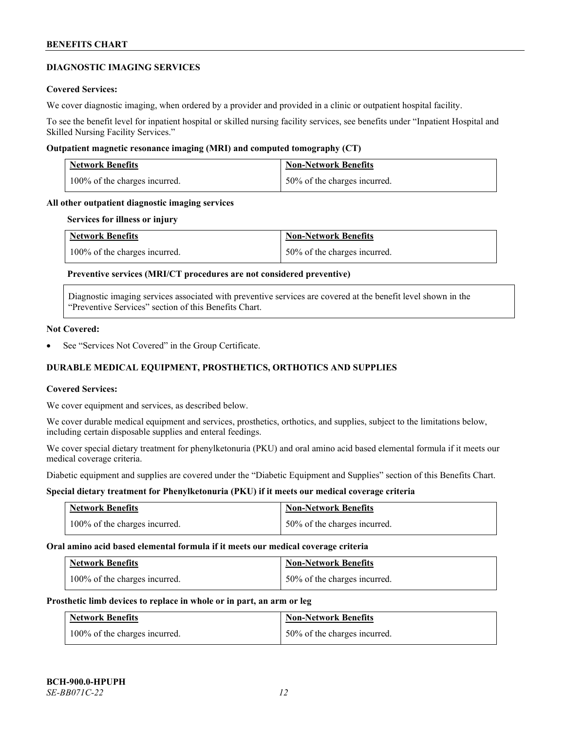## DIAGNOSTIC IMAGING SERVICES

**Covered Services:**

We cover diagnostic imaging, when ordered by a provider and provided in a clinic or outpatient hospital facility.

To see the benefit level for inpatient hospital or skilled nursing facility services, see benefits under "Inpatient Hospital and Skilled Nursing Facility Services."

**Outpatient magnetic resonance imaging (MRI) and computed tomography (CT)**

| Network Benefits | Non-Network Benefits |
|---|---|
| 100% of the charges incurred. | 50% of the charges incurred. |

**All other outpatient diagnostic imaging services**

**Services for illness or injury**

| Network Benefits | Non-Network Benefits |
|---|---|
| 100% of the charges incurred. | 50% of the charges incurred. |

**Preventive services (MRI/CT procedures are not considered preventive)**

Diagnostic imaging services associated with preventive services are covered at the benefit level shown in the "Preventive Services" section of this Benefits Chart.

**Not Covered:**

- See "Services Not Covered" in the Group Certificate.

## DURABLE MEDICAL EQUIPMENT, PROSTHETICS, ORTHOTICS AND SUPPLIES

**Covered Services:**

We cover equipment and services, as described below.

We cover durable medical equipment and services, prosthetics, orthotics, and supplies, subject to the limitations below, including certain disposable supplies and enteral feedings.

We cover special dietary treatment for phenylketonuria (PKU) and oral amino acid based elemental formula if it meets our medical coverage criteria.

Diabetic equipment and supplies are covered under the "Diabetic Equipment and Supplies" section of this Benefits Chart.

**Special dietary treatment for Phenylketonuria (PKU) if it meets our medical coverage criteria**

| Network Benefits | Non-Network Benefits |
|---|---|
| 100% of the charges incurred. | 50% of the charges incurred. |

**Oral amino acid based elemental formula if it meets our medical coverage criteria**

| Network Benefits | Non-Network Benefits |
|---|---|
| 100% of the charges incurred. | 50% of the charges incurred. |

**Prosthetic limb devices to replace in whole or in part, an arm or leg**

| Network Benefits | Non-Network Benefits |
|---|---|
| 100% of the charges incurred. | 50% of the charges incurred. |

**BCH-900.0-HPUPH**
*SE-BB071C-22*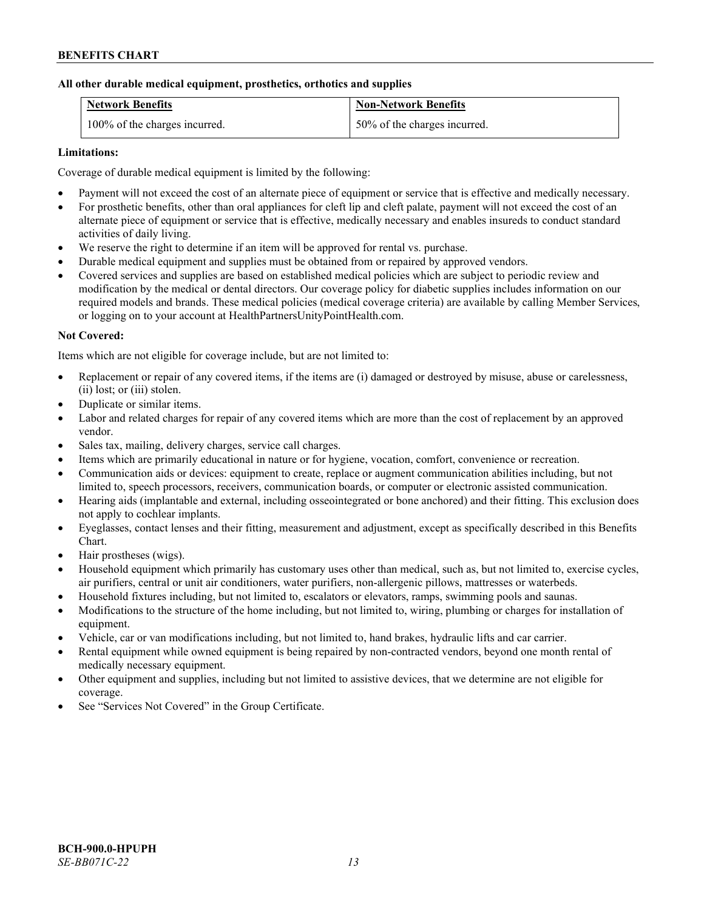**All other durable medical equipment, prosthetics, orthotics and supplies**

| Network Benefits | Non-Network Benefits |
|---|---|
| 100% of the charges incurred. | 50% of the charges incurred. |

**Limitations:**

Coverage of durable medical equipment is limited by the following:

- Payment will not exceed the cost of an alternate piece of equipment or service that is effective and medically necessary.
- For prosthetic benefits, other than oral appliances for cleft lip and cleft palate, payment will not exceed the cost of an alternate piece of equipment or service that is effective, medically necessary and enables insureds to conduct standard activities of daily living.
- We reserve the right to determine if an item will be approved for rental vs. purchase.
- Durable medical equipment and supplies must be obtained from or repaired by approved vendors.
- Covered services and supplies are based on established medical policies which are subject to periodic review and modification by the medical or dental directors. Our coverage policy for diabetic supplies includes information on our required models and brands. These medical policies (medical coverage criteria) are available by calling Member Services, or logging on to your account at HealthPartnersUnityPointHealth.com.

**Not Covered:**

Items which are not eligible for coverage include, but are not limited to:

- Replacement or repair of any covered items, if the items are (i) damaged or destroyed by misuse, abuse or carelessness, (ii) lost; or (iii) stolen.
- Duplicate or similar items.
- Labor and related charges for repair of any covered items which are more than the cost of replacement by an approved vendor.
- Sales tax, mailing, delivery charges, service call charges.
- Items which are primarily educational in nature or for hygiene, vocation, comfort, convenience or recreation.
- Communication aids or devices: equipment to create, replace or augment communication abilities including, but not limited to, speech processors, receivers, communication boards, or computer or electronic assisted communication.
- Hearing aids (implantable and external, including osseointegrated or bone anchored) and their fitting. This exclusion does not apply to cochlear implants.
- Eyeglasses, contact lenses and their fitting, measurement and adjustment, except as specifically described in this Benefits Chart.
- Hair prostheses (wigs).
- Household equipment which primarily has customary uses other than medical, such as, but not limited to, exercise cycles, air purifiers, central or unit air conditioners, water purifiers, non-allergenic pillows, mattresses or waterbeds.
- Household fixtures including, but not limited to, escalators or elevators, ramps, swimming pools and saunas.
- Modifications to the structure of the home including, but not limited to, wiring, plumbing or charges for installation of equipment.
- Vehicle, car or van modifications including, but not limited to, hand brakes, hydraulic lifts and car carrier.
- Rental equipment while owned equipment is being repaired by non-contracted vendors, beyond one month rental of medically necessary equipment.
- Other equipment and supplies, including but not limited to assistive devices, that we determine are not eligible for coverage.
- See "Services Not Covered" in the Group Certificate.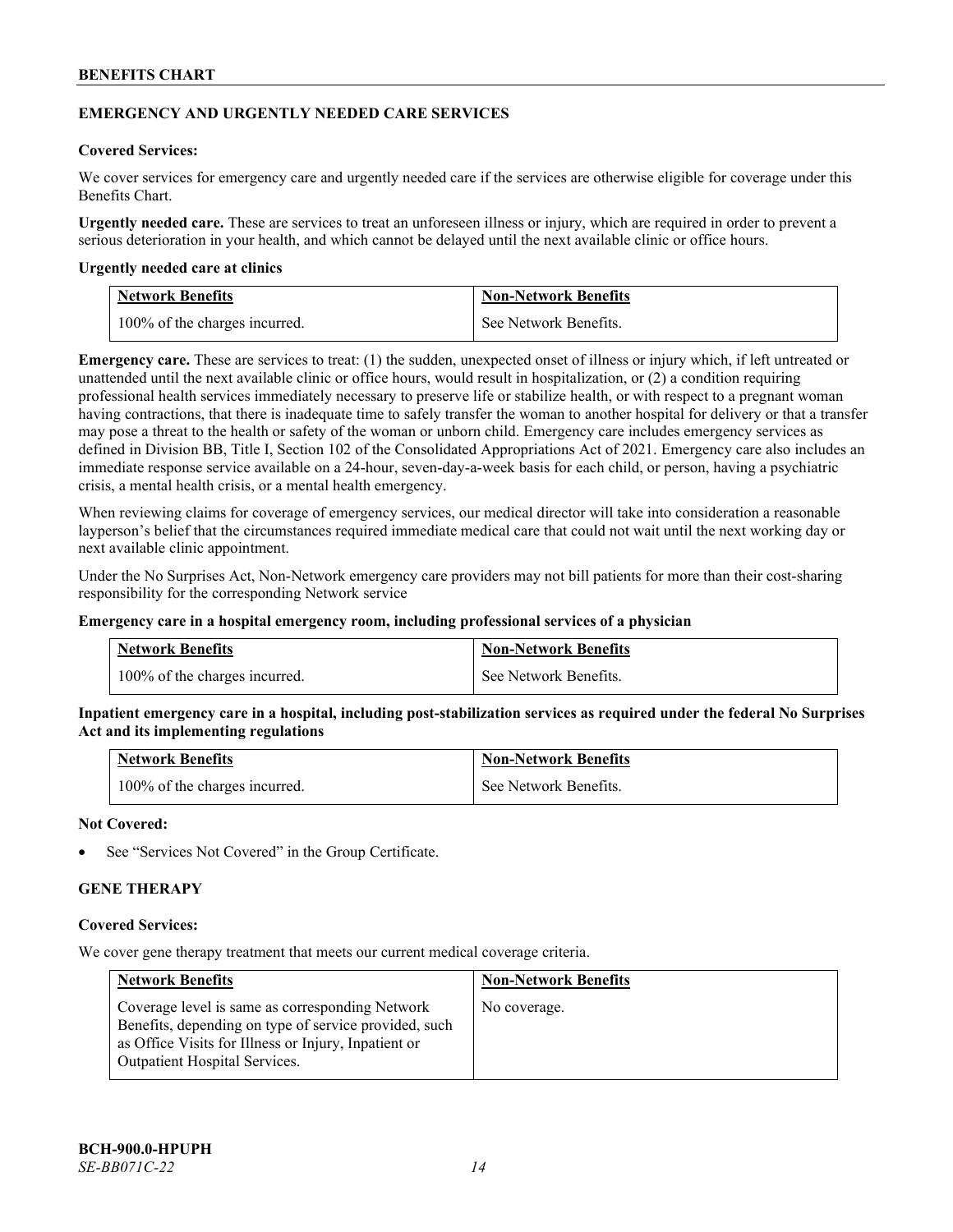## EMERGENCY AND URGENTLY NEEDED CARE SERVICES

**Covered Services:**

We cover services for emergency care and urgently needed care if the services are otherwise eligible for coverage under this Benefits Chart.

**Urgently needed care.** These are services to treat an unforeseen illness or injury, which are required in order to prevent a serious deterioration in your health, and which cannot be delayed until the next available clinic or office hours.

**Urgently needed care at clinics**

| Network Benefits | Non-Network Benefits |
|---|---|
| 100% of the charges incurred. | See Network Benefits. |

**Emergency care.** These are services to treat: (1) the sudden, unexpected onset of illness or injury which, if left untreated or unattended until the next available clinic or office hours, would result in hospitalization, or (2) a condition requiring professional health services immediately necessary to preserve life or stabilize health, or with respect to a pregnant woman having contractions, that there is inadequate time to safely transfer the woman to another hospital for delivery or that a transfer may pose a threat to the health or safety of the woman or unborn child. Emergency care includes emergency services as defined in Division BB, Title I, Section 102 of the Consolidated Appropriations Act of 2021. Emergency care also includes an immediate response service available on a 24-hour, seven-day-a-week basis for each child, or person, having a psychiatric crisis, a mental health crisis, or a mental health emergency.

When reviewing claims for coverage of emergency services, our medical director will take into consideration a reasonable layperson's belief that the circumstances required immediate medical care that could not wait until the next working day or next available clinic appointment.

Under the No Surprises Act, Non-Network emergency care providers may not bill patients for more than their cost-sharing responsibility for the corresponding Network service

**Emergency care in a hospital emergency room, including professional services of a physician**

| Network Benefits | Non-Network Benefits |
|---|---|
| 100% of the charges incurred. | See Network Benefits. |

**Inpatient emergency care in a hospital, including post-stabilization services as required under the federal No Surprises Act and its implementing regulations**

| Network Benefits | Non-Network Benefits |
|---|---|
| 100% of the charges incurred. | See Network Benefits. |

**Not Covered:**

- See "Services Not Covered" in the Group Certificate.

## GENE THERAPY

**Covered Services:**

We cover gene therapy treatment that meets our current medical coverage criteria.

| Network Benefits | Non-Network Benefits |
|---|---|
| Coverage level is same as corresponding Network Benefits, depending on type of service provided, such as Office Visits for Illness or Injury, Inpatient or Outpatient Hospital Services. | No coverage. |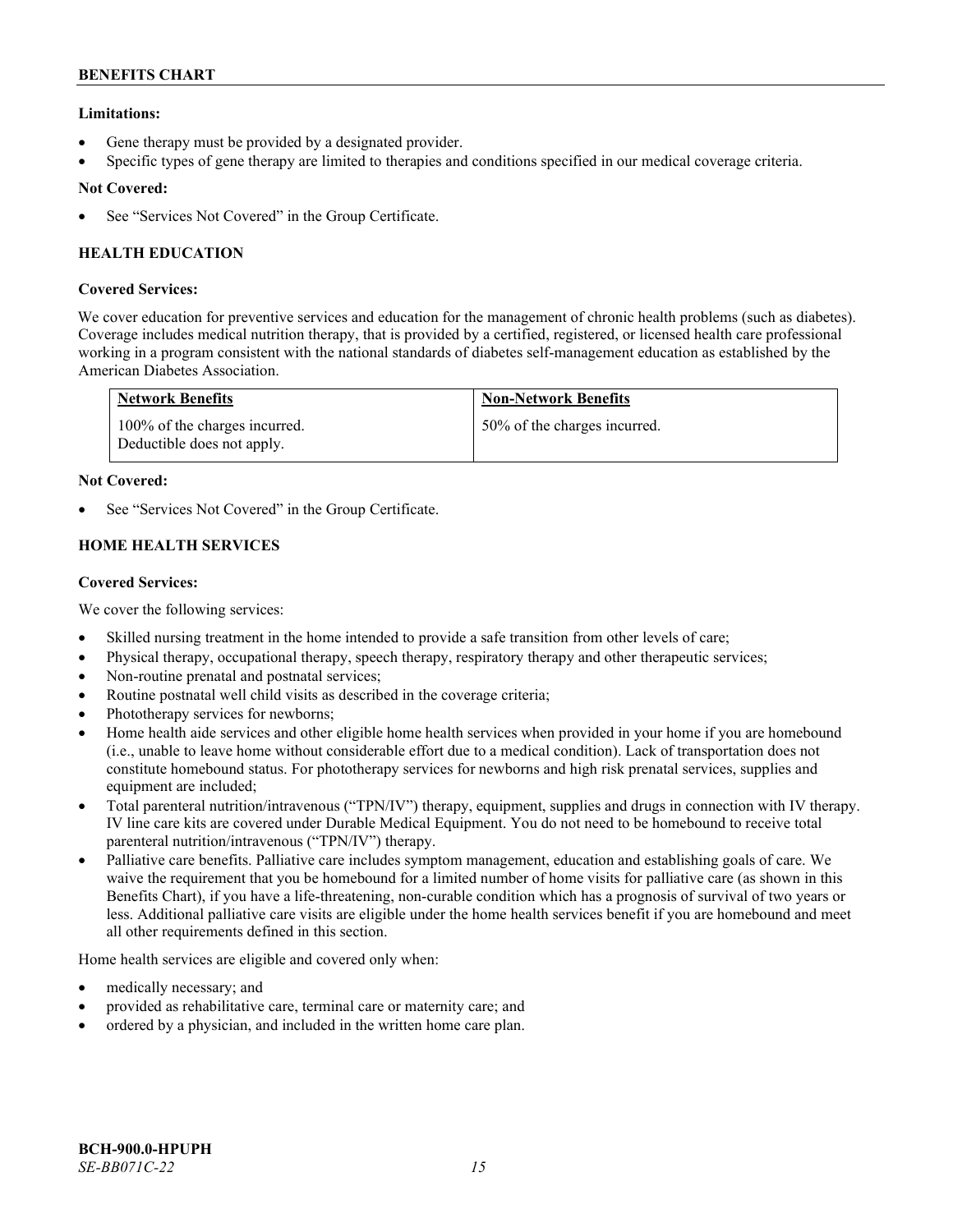**Limitations:**

- Gene therapy must be provided by a designated provider.
- Specific types of gene therapy are limited to therapies and conditions specified in our medical coverage criteria.

**Not Covered:**

- See "Services Not Covered" in the Group Certificate.

### HEALTH EDUCATION

**Covered Services:**

We cover education for preventive services and education for the management of chronic health problems (such as diabetes). Coverage includes medical nutrition therapy, that is provided by a certified, registered, or licensed health care professional working in a program consistent with the national standards of diabetes self-management education as established by the American Diabetes Association.

| Network Benefits | Non-Network Benefits |
| --- | --- |
| 100% of the charges incurred. Deductible does not apply. | 50% of the charges incurred. |

**Not Covered:**

- See "Services Not Covered" in the Group Certificate.

### HOME HEALTH SERVICES

**Covered Services:**

We cover the following services:

- Skilled nursing treatment in the home intended to provide a safe transition from other levels of care;
- Physical therapy, occupational therapy, speech therapy, respiratory therapy and other therapeutic services;
- Non-routine prenatal and postnatal services;
- Routine postnatal well child visits as described in the coverage criteria;
- Phototherapy services for newborns;
- Home health aide services and other eligible home health services when provided in your home if you are homebound (i.e., unable to leave home without considerable effort due to a medical condition). Lack of transportation does not constitute homebound status. For phototherapy services for newborns and high risk prenatal services, supplies and equipment are included;
- Total parenteral nutrition/intravenous ("TPN/IV") therapy, equipment, supplies and drugs in connection with IV therapy. IV line care kits are covered under Durable Medical Equipment. You do not need to be homebound to receive total parenteral nutrition/intravenous ("TPN/IV") therapy.
- Palliative care benefits. Palliative care includes symptom management, education and establishing goals of care. We waive the requirement that you be homebound for a limited number of home visits for palliative care (as shown in this Benefits Chart), if you have a life-threatening, non-curable condition which has a prognosis of survival of two years or less. Additional palliative care visits are eligible under the home health services benefit if you are homebound and meet all other requirements defined in this section.

Home health services are eligible and covered only when:

- medically necessary; and
- provided as rehabilitative care, terminal care or maternity care; and
- ordered by a physician, and included in the written home care plan.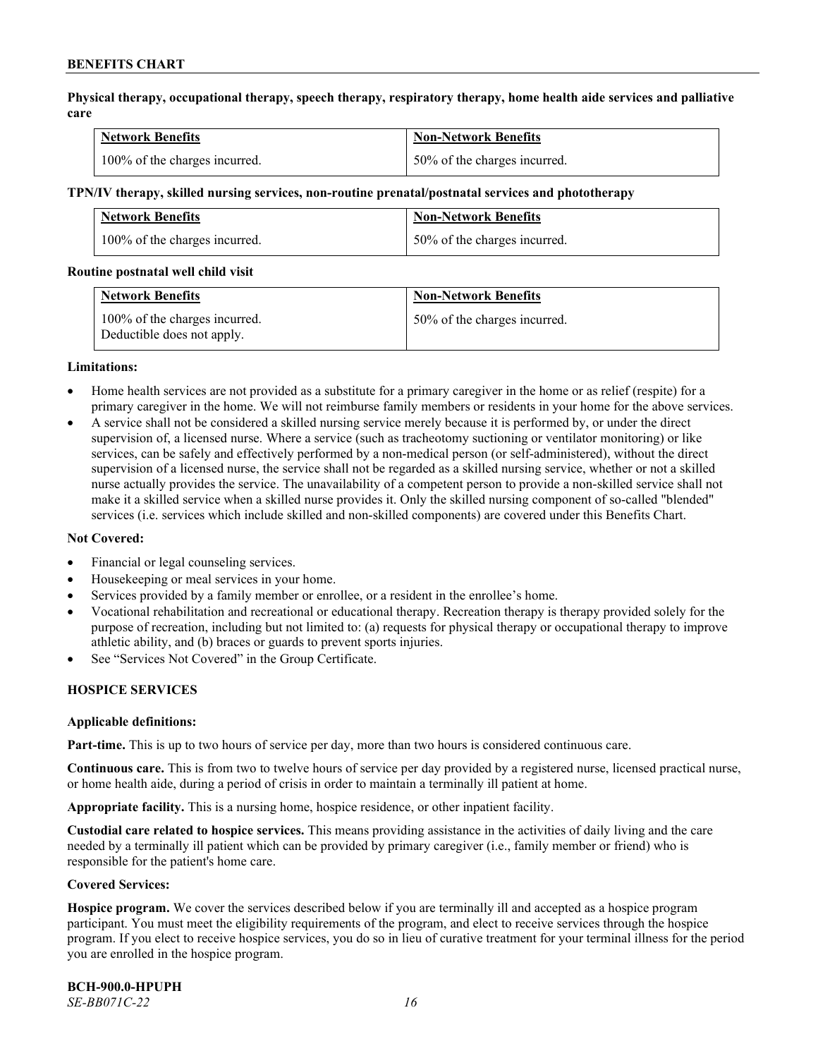**Physical therapy, occupational therapy, speech therapy, respiratory therapy, home health aide services and palliative care**

| Network Benefits | Non-Network Benefits |
| --- | --- |
| 100% of the charges incurred. | 50% of the charges incurred. |

**TPN/IV therapy, skilled nursing services, non-routine prenatal/postnatal services and phototherapy**

| Network Benefits | Non-Network Benefits |
| --- | --- |
| 100% of the charges incurred. | 50% of the charges incurred. |

**Routine postnatal well child visit**

| Network Benefits | Non-Network Benefits |
| --- | --- |
| 100% of the charges incurred. Deductible does not apply. | 50% of the charges incurred. |

**Limitations:**

- Home health services are not provided as a substitute for a primary caregiver in the home or as relief (respite) for a primary caregiver in the home. We will not reimburse family members or residents in your home for the above services.
- A service shall not be considered a skilled nursing service merely because it is performed by, or under the direct supervision of, a licensed nurse. Where a service (such as tracheotomy suctioning or ventilator monitoring) or like services, can be safely and effectively performed by a non-medical person (or self-administered), without the direct supervision of a licensed nurse, the service shall not be regarded as a skilled nursing service, whether or not a skilled nurse actually provides the service. The unavailability of a competent person to provide a non-skilled service shall not make it a skilled service when a skilled nurse provides it. Only the skilled nursing component of so-called "blended" services (i.e. services which include skilled and non-skilled components) are covered under this Benefits Chart.

**Not Covered:**

- Financial or legal counseling services.
- Housekeeping or meal services in your home.
- Services provided by a family member or enrollee, or a resident in the enrollee's home.
- Vocational rehabilitation and recreational or educational therapy. Recreation therapy is therapy provided solely for the purpose of recreation, including but not limited to: (a) requests for physical therapy or occupational therapy to improve athletic ability, and (b) braces or guards to prevent sports injuries.
- See "Services Not Covered" in the Group Certificate.

## HOSPICE SERVICES

**Applicable definitions:**

**Part-time.** This is up to two hours of service per day, more than two hours is considered continuous care.

**Continuous care.** This is from two to twelve hours of service per day provided by a registered nurse, licensed practical nurse, or home health aide, during a period of crisis in order to maintain a terminally ill patient at home.

**Appropriate facility.** This is a nursing home, hospice residence, or other inpatient facility.

**Custodial care related to hospice services.** This means providing assistance in the activities of daily living and the care needed by a terminally ill patient which can be provided by primary caregiver (i.e., family member or friend) who is responsible for the patient's home care.

**Covered Services:**

**Hospice program.** We cover the services described below if you are terminally ill and accepted as a hospice program participant. You must meet the eligibility requirements of the program, and elect to receive services through the hospice program. If you elect to receive hospice services, you do so in lieu of curative treatment for your terminal illness for the period you are enrolled in the hospice program.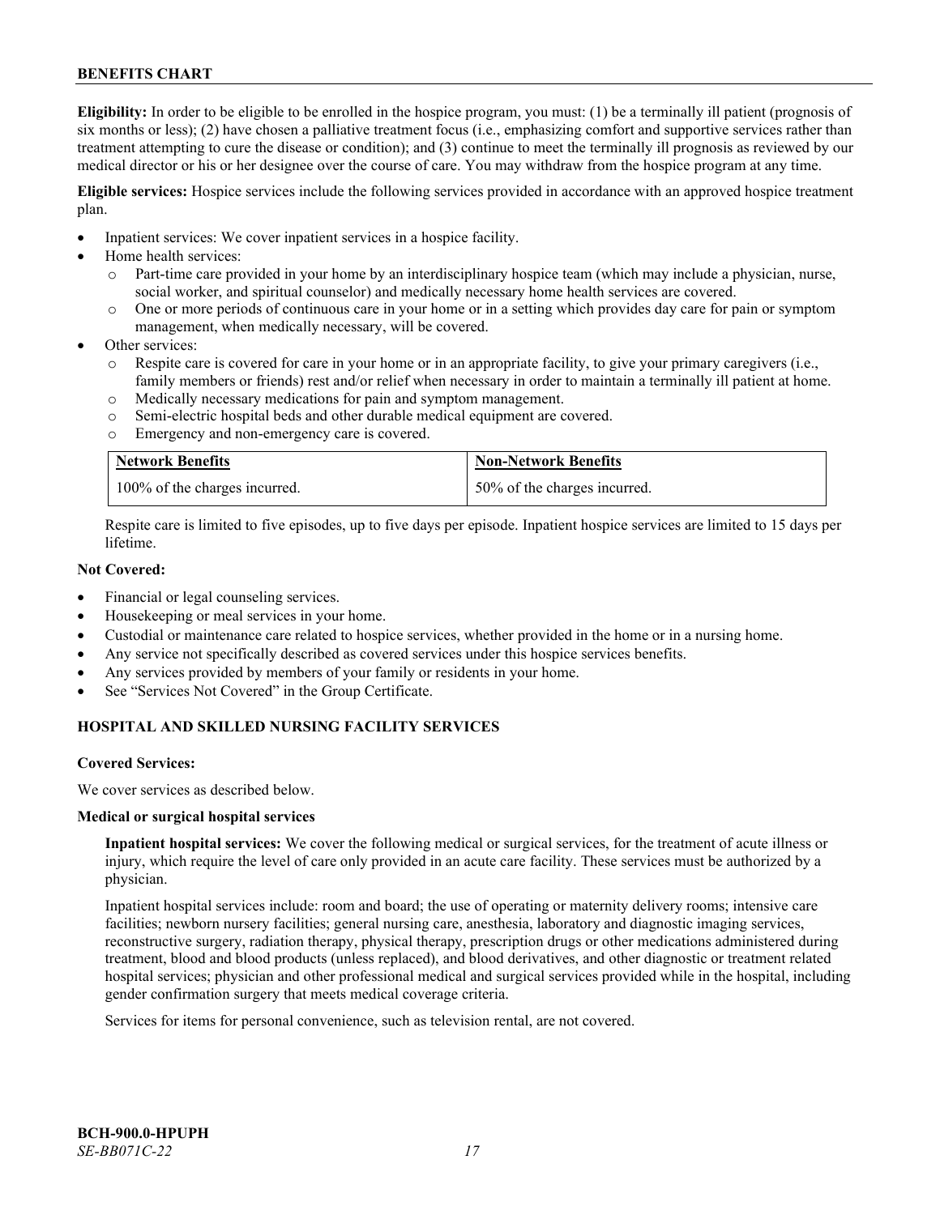**Eligibility:** In order to be eligible to be enrolled in the hospice program, you must: (1) be a terminally ill patient (prognosis of six months or less); (2) have chosen a palliative treatment focus (i.e., emphasizing comfort and supportive services rather than treatment attempting to cure the disease or condition); and (3) continue to meet the terminally ill prognosis as reviewed by our medical director or his or her designee over the course of care. You may withdraw from the hospice program at any time.

**Eligible services:** Hospice services include the following services provided in accordance with an approved hospice treatment plan.

- Inpatient services: We cover inpatient services in a hospice facility.
- Home health services:
  - o Part-time care provided in your home by an interdisciplinary hospice team (which may include a physician, nurse, social worker, and spiritual counselor) and medically necessary home health services are covered.
  - o One or more periods of continuous care in your home or in a setting which provides day care for pain or symptom management, when medically necessary, will be covered.
- Other services:
  - o Respite care is covered for care in your home or in an appropriate facility, to give your primary caregivers (i.e., family members or friends) rest and/or relief when necessary in order to maintain a terminally ill patient at home.
  - o Medically necessary medications for pain and symptom management.
  - o Semi-electric hospital beds and other durable medical equipment are covered.
  - o Emergency and non-emergency care is covered.

| Network Benefits | Non-Network Benefits |
|---|---|
| 100% of the charges incurred. | 50% of the charges incurred. |

Respite care is limited to five episodes, up to five days per episode. Inpatient hospice services are limited to 15 days per lifetime.

**Not Covered:**

- Financial or legal counseling services.
- Housekeeping or meal services in your home.
- Custodial or maintenance care related to hospice services, whether provided in the home or in a nursing home.
- Any service not specifically described as covered services under this hospice services benefits.
- Any services provided by members of your family or residents in your home.
- See "Services Not Covered" in the Group Certificate.

## HOSPITAL AND SKILLED NURSING FACILITY SERVICES

**Covered Services:**

We cover services as described below.

**Medical or surgical hospital services**

**Inpatient hospital services:** We cover the following medical or surgical services, for the treatment of acute illness or injury, which require the level of care only provided in an acute care facility. These services must be authorized by a physician.

Inpatient hospital services include: room and board; the use of operating or maternity delivery rooms; intensive care facilities; newborn nursery facilities; general nursing care, anesthesia, laboratory and diagnostic imaging services, reconstructive surgery, radiation therapy, physical therapy, prescription drugs or other medications administered during treatment, blood and blood products (unless replaced), and blood derivatives, and other diagnostic or treatment related hospital services; physician and other professional medical and surgical services provided while in the hospital, including gender confirmation surgery that meets medical coverage criteria.

Services for items for personal convenience, such as television rental, are not covered.

BCH-900.0-HPUPH
*SE-BB071C-22*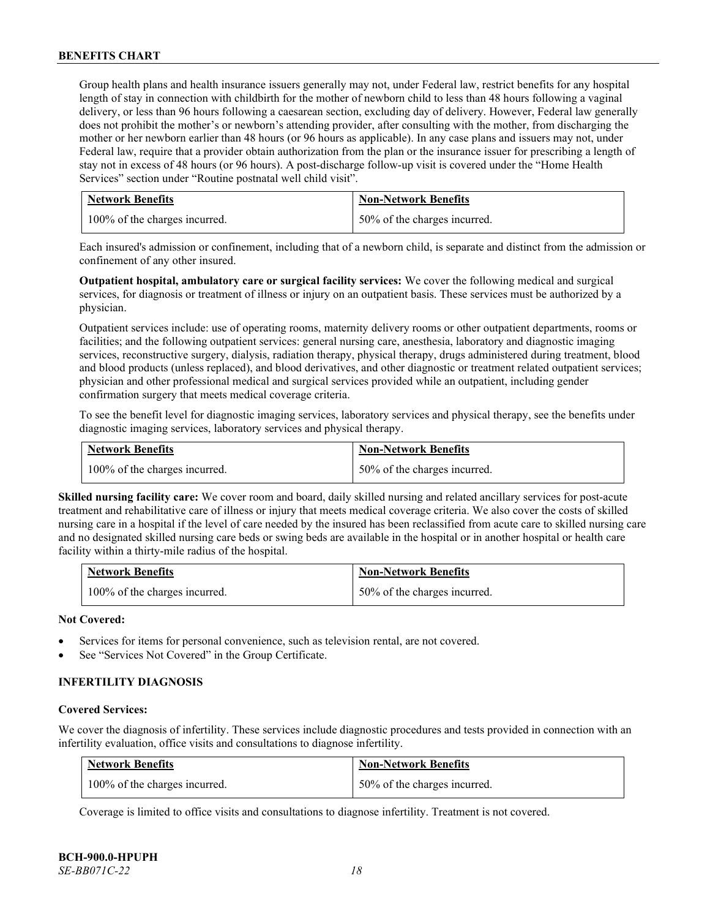Group health plans and health insurance issuers generally may not, under Federal law, restrict benefits for any hospital length of stay in connection with childbirth for the mother of newborn child to less than 48 hours following a vaginal delivery, or less than 96 hours following a caesarean section, excluding day of delivery. However, Federal law generally does not prohibit the mother's or newborn's attending provider, after consulting with the mother, from discharging the mother or her newborn earlier than 48 hours (or 96 hours as applicable). In any case plans and issuers may not, under Federal law, require that a provider obtain authorization from the plan or the insurance issuer for prescribing a length of stay not in excess of 48 hours (or 96 hours). A post-discharge follow-up visit is covered under the "Home Health Services" section under "Routine postnatal well child visit".

| Network Benefits | Non-Network Benefits |
|---|---|
| 100% of the charges incurred. | 50% of the charges incurred. |

Each insured's admission or confinement, including that of a newborn child, is separate and distinct from the admission or confinement of any other insured.

**Outpatient hospital, ambulatory care or surgical facility services:** We cover the following medical and surgical services, for diagnosis or treatment of illness or injury on an outpatient basis. These services must be authorized by a physician.

Outpatient services include: use of operating rooms, maternity delivery rooms or other outpatient departments, rooms or facilities; and the following outpatient services: general nursing care, anesthesia, laboratory and diagnostic imaging services, reconstructive surgery, dialysis, radiation therapy, physical therapy, drugs administered during treatment, blood and blood products (unless replaced), and blood derivatives, and other diagnostic or treatment related outpatient services; physician and other professional medical and surgical services provided while an outpatient, including gender confirmation surgery that meets medical coverage criteria.

To see the benefit level for diagnostic imaging services, laboratory services and physical therapy, see the benefits under diagnostic imaging services, laboratory services and physical therapy.

| Network Benefits | Non-Network Benefits |
|---|---|
| 100% of the charges incurred. | 50% of the charges incurred. |

**Skilled nursing facility care:** We cover room and board, daily skilled nursing and related ancillary services for post-acute treatment and rehabilitative care of illness or injury that meets medical coverage criteria. We also cover the costs of skilled nursing care in a hospital if the level of care needed by the insured has been reclassified from acute care to skilled nursing care and no designated skilled nursing care beds or swing beds are available in the hospital or in another hospital or health care facility within a thirty-mile radius of the hospital.

| Network Benefits | Non-Network Benefits |
|---|---|
| 100% of the charges incurred. | 50% of the charges incurred. |

**Not Covered:**

- Services for items for personal convenience, such as television rental, are not covered.
- See "Services Not Covered" in the Group Certificate.

### INFERTILITY DIAGNOSIS

**Covered Services:**

We cover the diagnosis of infertility. These services include diagnostic procedures and tests provided in connection with an infertility evaluation, office visits and consultations to diagnose infertility.

| Network Benefits | Non-Network Benefits |
|---|---|
| 100% of the charges incurred. | 50% of the charges incurred. |

Coverage is limited to office visits and consultations to diagnose infertility. Treatment is not covered.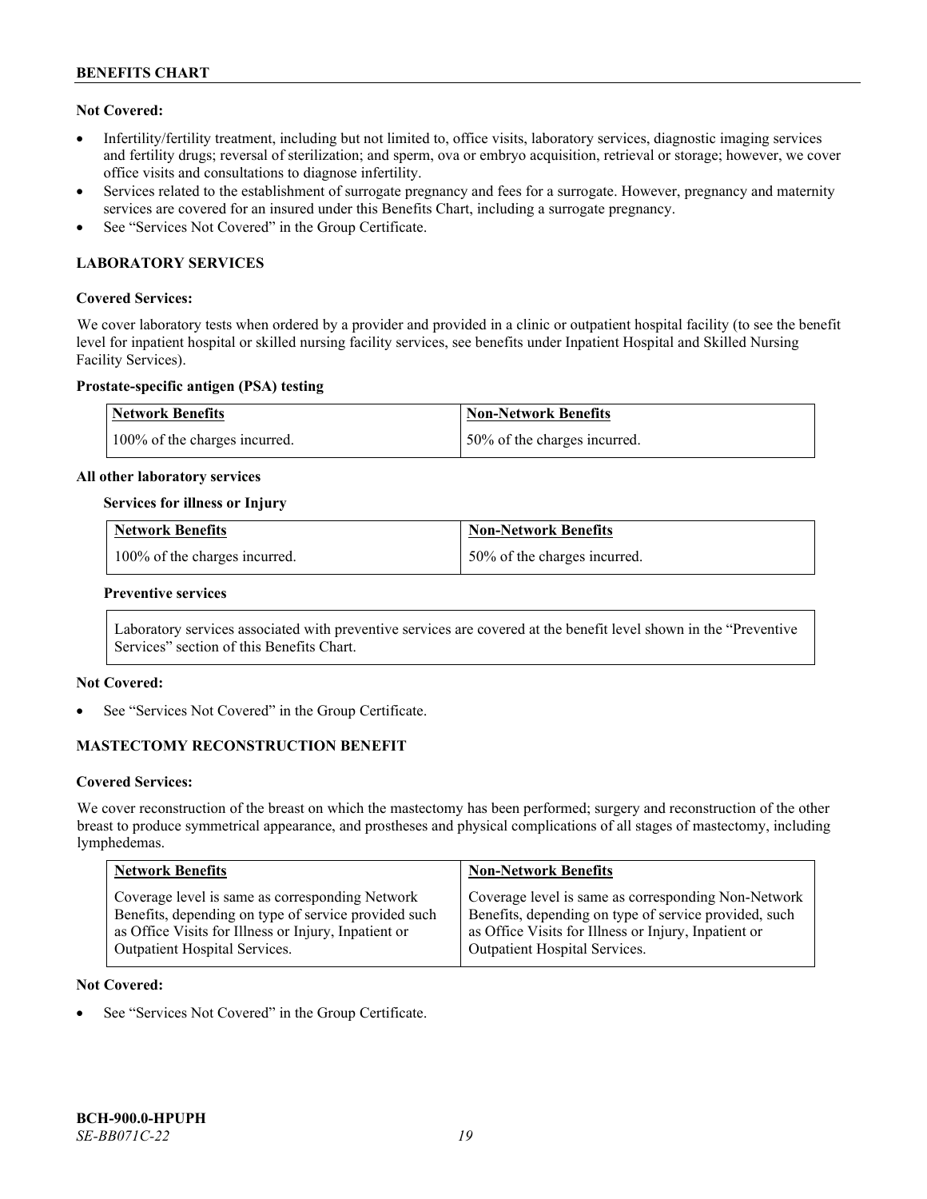**Not Covered:**

- Infertility/fertility treatment, including but not limited to, office visits, laboratory services, diagnostic imaging services and fertility drugs; reversal of sterilization; and sperm, ova or embryo acquisition, retrieval or storage; however, we cover office visits and consultations to diagnose infertility.
- Services related to the establishment of surrogate pregnancy and fees for a surrogate. However, pregnancy and maternity services are covered for an insured under this Benefits Chart, including a surrogate pregnancy.
- See "Services Not Covered" in the Group Certificate.

### LABORATORY SERVICES

**Covered Services:**

We cover laboratory tests when ordered by a provider and provided in a clinic or outpatient hospital facility (to see the benefit level for inpatient hospital or skilled nursing facility services, see benefits under Inpatient Hospital and Skilled Nursing Facility Services).

**Prostate-specific antigen (PSA) testing**

| Network Benefits | Non-Network Benefits |
|---|---|
| 100% of the charges incurred. | 50% of the charges incurred. |

**All other laboratory services**

**Services for illness or Injury**

| Network Benefits | Non-Network Benefits |
|---|---|
| 100% of the charges incurred. | 50% of the charges incurred. |

**Preventive services**

| Laboratory services associated with preventive services are covered at the benefit level shown in the "Preventive Services" section of this Benefits Chart. |
|---|

**Not Covered:**

- See "Services Not Covered" in the Group Certificate.

### MASTECTOMY RECONSTRUCTION BENEFIT

**Covered Services:**

We cover reconstruction of the breast on which the mastectomy has been performed; surgery and reconstruction of the other breast to produce symmetrical appearance, and prostheses and physical complications of all stages of mastectomy, including lymphedemas.

| Network Benefits | Non-Network Benefits |
|---|---|
| Coverage level is same as corresponding Network Benefits, depending on type of service provided such as Office Visits for Illness or Injury, Inpatient or Outpatient Hospital Services. | Coverage level is same as corresponding Non-Network Benefits, depending on type of service provided, such as Office Visits for Illness or Injury, Inpatient or Outpatient Hospital Services. |

**Not Covered:**

- See "Services Not Covered" in the Group Certificate.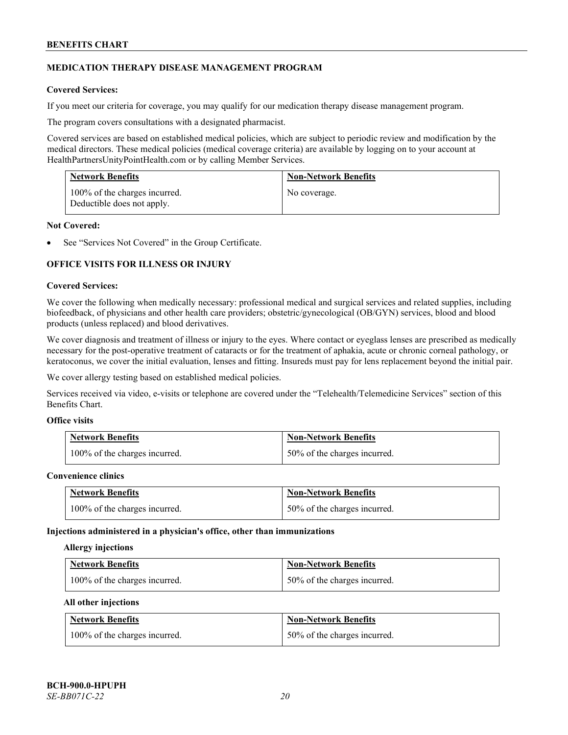## MEDICATION THERAPY DISEASE MANAGEMENT PROGRAM

**Covered Services:**

If you meet our criteria for coverage, you may qualify for our medication therapy disease management program.

The program covers consultations with a designated pharmacist.

Covered services are based on established medical policies, which are subject to periodic review and modification by the medical directors. These medical policies (medical coverage criteria) are available by logging on to your account at HealthPartnersUnityPointHealth.com or by calling Member Services.

| Network Benefits | Non-Network Benefits |
|---|---|
| 100% of the charges incurred. Deductible does not apply. | No coverage. |

**Not Covered:**

- See "Services Not Covered" in the Group Certificate.

## OFFICE VISITS FOR ILLNESS OR INJURY

**Covered Services:**

We cover the following when medically necessary: professional medical and surgical services and related supplies, including biofeedback, of physicians and other health care providers; obstetric/gynecological (OB/GYN) services, blood and blood products (unless replaced) and blood derivatives.

We cover diagnosis and treatment of illness or injury to the eyes. Where contact or eyeglass lenses are prescribed as medically necessary for the post-operative treatment of cataracts or for the treatment of aphakia, acute or chronic corneal pathology, or keratoconus, we cover the initial evaluation, lenses and fitting. Insureds must pay for lens replacement beyond the initial pair.

We cover allergy testing based on established medical policies.

Services received via video, e-visits or telephone are covered under the "Telehealth/Telemedicine Services" section of this Benefits Chart.

**Office visits**

| Network Benefits | Non-Network Benefits |
|---|---|
| 100% of the charges incurred. | 50% of the charges incurred. |

**Convenience clinics**

| Network Benefits | Non-Network Benefits |
|---|---|
| 100% of the charges incurred. | 50% of the charges incurred. |

**Injections administered in a physician's office, other than immunizations**

**Allergy injections**

| Network Benefits | Non-Network Benefits |
|---|---|
| 100% of the charges incurred. | 50% of the charges incurred. |

**All other injections**

| Network Benefits | Non-Network Benefits |
|---|---|
| 100% of the charges incurred. | 50% of the charges incurred. |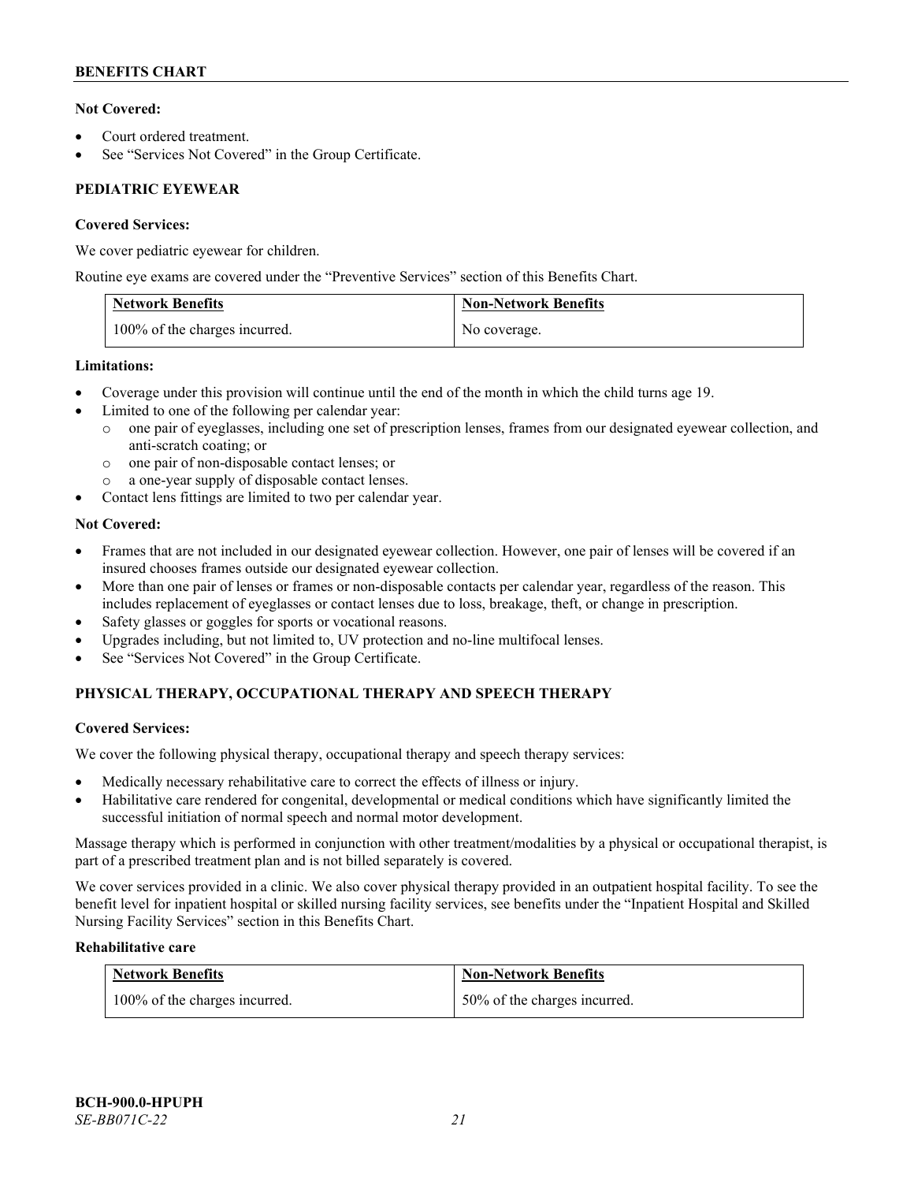**Not Covered:**

- Court ordered treatment.
- See "Services Not Covered" in the Group Certificate.

**PEDIATRIC EYEWEAR**

**Covered Services:**

We cover pediatric eyewear for children.

Routine eye exams are covered under the "Preventive Services" section of this Benefits Chart.

| Network Benefits | Non-Network Benefits |
|---|---|
| 100% of the charges incurred. | No coverage. |

**Limitations:**

- Coverage under this provision will continue until the end of the month in which the child turns age 19.
- Limited to one of the following per calendar year:
  - one pair of eyeglasses, including one set of prescription lenses, frames from our designated eyewear collection, and anti-scratch coating; or
  - one pair of non-disposable contact lenses; or
  - a one-year supply of disposable contact lenses.
- Contact lens fittings are limited to two per calendar year.

**Not Covered:**

- Frames that are not included in our designated eyewear collection. However, one pair of lenses will be covered if an insured chooses frames outside our designated eyewear collection.
- More than one pair of lenses or frames or non-disposable contacts per calendar year, regardless of the reason. This includes replacement of eyeglasses or contact lenses due to loss, breakage, theft, or change in prescription.
- Safety glasses or goggles for sports or vocational reasons.
- Upgrades including, but not limited to, UV protection and no-line multifocal lenses.
- See "Services Not Covered" in the Group Certificate.

**PHYSICAL THERAPY, OCCUPATIONAL THERAPY AND SPEECH THERAPY**

**Covered Services:**

We cover the following physical therapy, occupational therapy and speech therapy services:

- Medically necessary rehabilitative care to correct the effects of illness or injury.
- Habilitative care rendered for congenital, developmental or medical conditions which have significantly limited the successful initiation of normal speech and normal motor development.

Massage therapy which is performed in conjunction with other treatment/modalities by a physical or occupational therapist, is part of a prescribed treatment plan and is not billed separately is covered.

We cover services provided in a clinic. We also cover physical therapy provided in an outpatient hospital facility. To see the benefit level for inpatient hospital or skilled nursing facility services, see benefits under the "Inpatient Hospital and Skilled Nursing Facility Services" section in this Benefits Chart.

**Rehabilitative care**

| Network Benefits | Non-Network Benefits |
|---|---|
| 100% of the charges incurred. | 50% of the charges incurred. |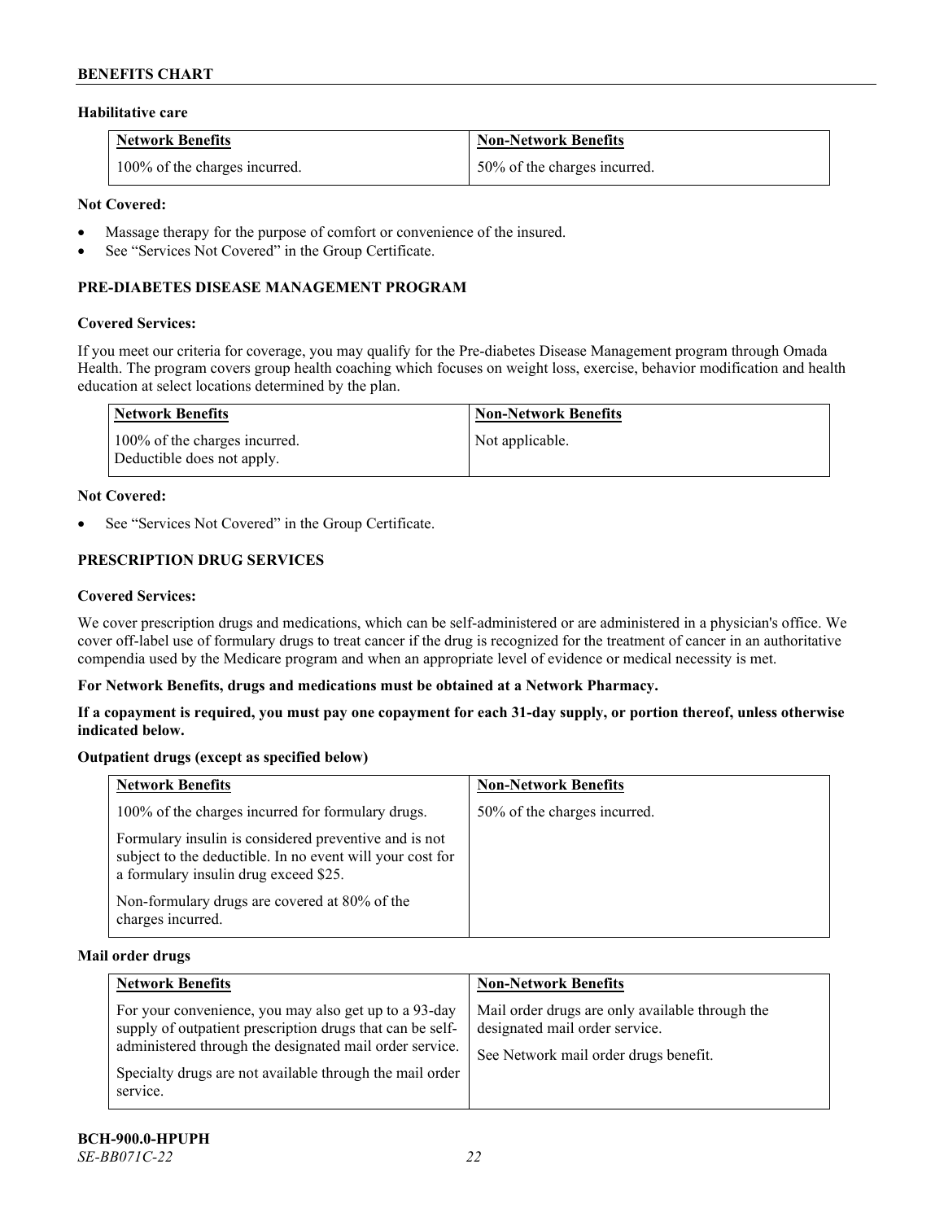### Habilitative care

| Network Benefits | Non-Network Benefits |
|---|---|
| 100% of the charges incurred. | 50% of the charges incurred. |

**Not Covered:**

- Massage therapy for the purpose of comfort or convenience of the insured.
- See "Services Not Covered" in the Group Certificate.

## PRE-DIABETES DISEASE MANAGEMENT PROGRAM

**Covered Services:**

If you meet our criteria for coverage, you may qualify for the Pre-diabetes Disease Management program through Omada Health. The program covers group health coaching which focuses on weight loss, exercise, behavior modification and health education at select locations determined by the plan.

| Network Benefits | Non-Network Benefits |
|---|---|
| 100% of the charges incurred. Deductible does not apply. | Not applicable. |

**Not Covered:**

- See "Services Not Covered" in the Group Certificate.

## PRESCRIPTION DRUG SERVICES

**Covered Services:**

We cover prescription drugs and medications, which can be self-administered or are administered in a physician's office. We cover off-label use of formulary drugs to treat cancer if the drug is recognized for the treatment of cancer in an authoritative compendia used by the Medicare program and when an appropriate level of evidence or medical necessity is met.

**For Network Benefits, drugs and medications must be obtained at a Network Pharmacy.**

**If a copayment is required, you must pay one copayment for each 31-day supply, or portion thereof, unless otherwise indicated below.**

### Outpatient drugs (except as specified below)

| Network Benefits | Non-Network Benefits |
|---|---|
| 100% of the charges incurred for formulary drugs.<br><br>Formulary insulin is considered preventive and is not subject to the deductible. In no event will your cost for a formulary insulin drug exceed $25.<br><br>Non-formulary drugs are covered at 80% of the charges incurred. | 50% of the charges incurred. |

### Mail order drugs

| Network Benefits | Non-Network Benefits |
|---|---|
| For your convenience, you may also get up to a 93-day supply of outpatient prescription drugs that can be self-administered through the designated mail order service.<br><br>Specialty drugs are not available through the mail order service. | Mail order drugs are only available through the designated mail order service.<br><br>See Network mail order drugs benefit. |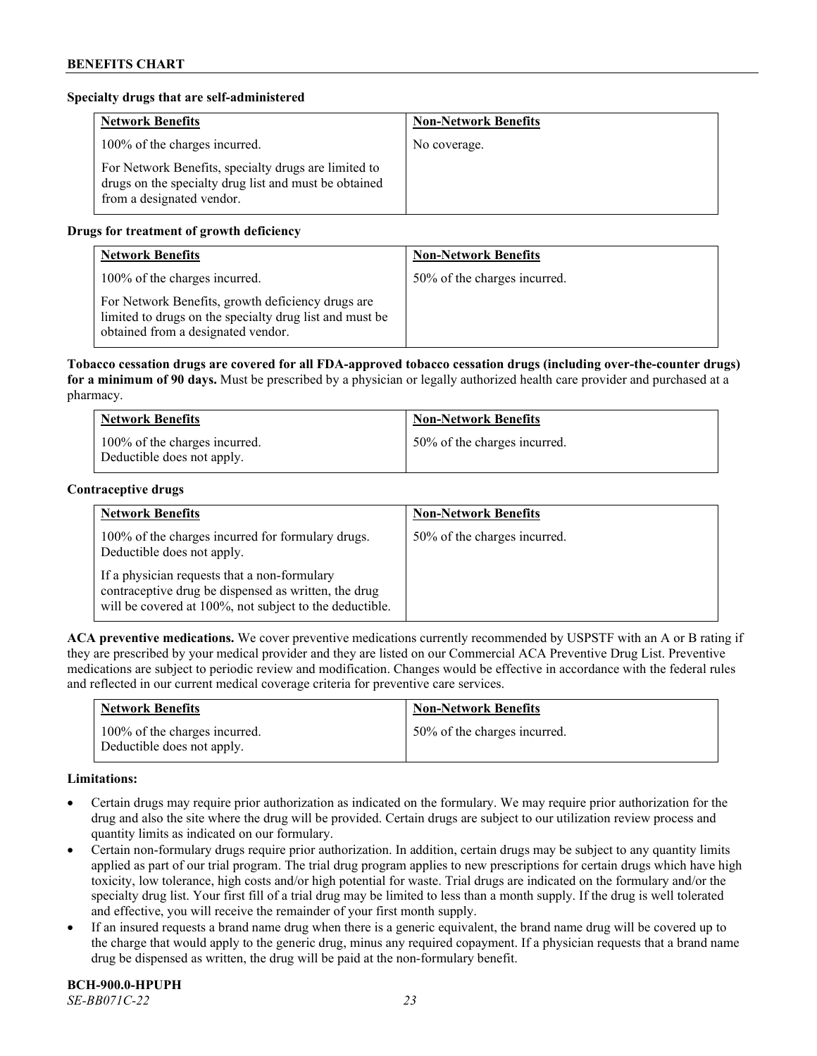**Specialty drugs that are self-administered**

| Network Benefits | Non-Network Benefits |
| --- | --- |
| 100% of the charges incurred.<br><br>For Network Benefits, specialty drugs are limited to drugs on the specialty drug list and must be obtained from a designated vendor. | No coverage. |

**Drugs for treatment of growth deficiency**

| Network Benefits | Non-Network Benefits |
| --- | --- |
| 100% of the charges incurred.<br><br>For Network Benefits, growth deficiency drugs are limited to drugs on the specialty drug list and must be obtained from a designated vendor. | 50% of the charges incurred. |

**Tobacco cessation drugs are covered for all FDA-approved tobacco cessation drugs (including over-the-counter drugs) for a minimum of 90 days.** Must be prescribed by a physician or legally authorized health care provider and purchased at a pharmacy.

| Network Benefits | Non-Network Benefits |
| --- | --- |
| 100% of the charges incurred.<br>Deductible does not apply. | 50% of the charges incurred. |

**Contraceptive drugs**

| Network Benefits | Non-Network Benefits |
| --- | --- |
| 100% of the charges incurred for formulary drugs. Deductible does not apply.<br><br>If a physician requests that a non-formulary contraceptive drug be dispensed as written, the drug will be covered at 100%, not subject to the deductible. | 50% of the charges incurred. |

**ACA preventive medications.** We cover preventive medications currently recommended by USPSTF with an A or B rating if they are prescribed by your medical provider and they are listed on our Commercial ACA Preventive Drug List. Preventive medications are subject to periodic review and modification. Changes would be effective in accordance with the federal rules and reflected in our current medical coverage criteria for preventive care services.

| Network Benefits | Non-Network Benefits |
| --- | --- |
| 100% of the charges incurred.<br>Deductible does not apply. | 50% of the charges incurred. |

**Limitations:**

- Certain drugs may require prior authorization as indicated on the formulary. We may require prior authorization for the drug and also the site where the drug will be provided. Certain drugs are subject to our utilization review process and quantity limits as indicated on our formulary.
- Certain non-formulary drugs require prior authorization. In addition, certain drugs may be subject to any quantity limits applied as part of our trial program. The trial drug program applies to new prescriptions for certain drugs which have high toxicity, low tolerance, high costs and/or high potential for waste. Trial drugs are indicated on the formulary and/or the specialty drug list. Your first fill of a trial drug may be limited to less than a month supply. If the drug is well tolerated and effective, you will receive the remainder of your first month supply.
- If an insured requests a brand name drug when there is a generic equivalent, the brand name drug will be covered up to the charge that would apply to the generic drug, minus any required copayment. If a physician requests that a brand name drug be dispensed as written, the drug will be paid at the non-formulary benefit.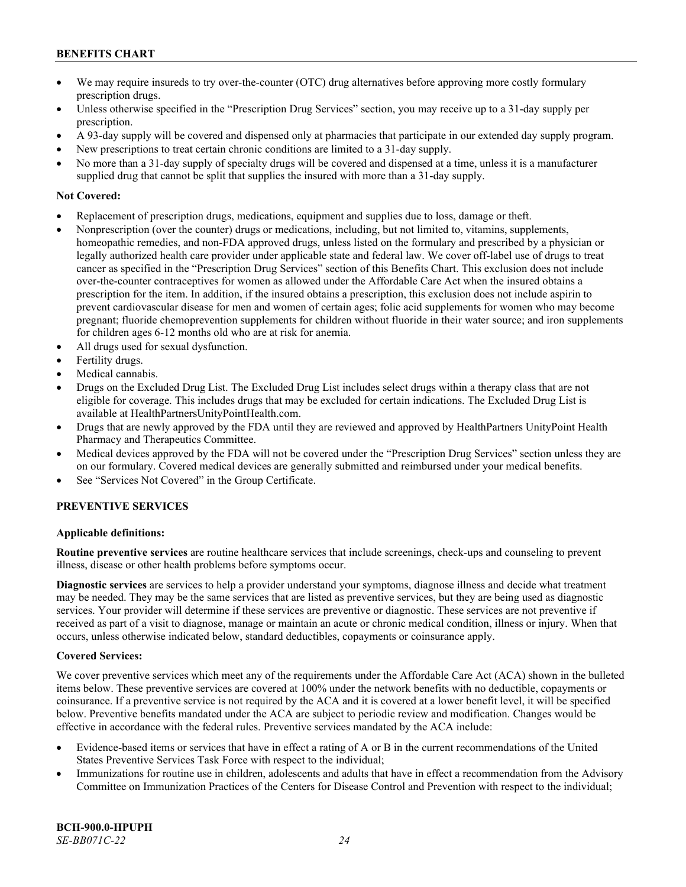- We may require insureds to try over-the-counter (OTC) drug alternatives before approving more costly formulary prescription drugs.
- Unless otherwise specified in the "Prescription Drug Services" section, you may receive up to a 31-day supply per prescription.
- A 93-day supply will be covered and dispensed only at pharmacies that participate in our extended day supply program.
- New prescriptions to treat certain chronic conditions are limited to a 31-day supply.
- No more than a 31-day supply of specialty drugs will be covered and dispensed at a time, unless it is a manufacturer supplied drug that cannot be split that supplies the insured with more than a 31-day supply.

**Not Covered:**

- Replacement of prescription drugs, medications, equipment and supplies due to loss, damage or theft.
- Nonprescription (over the counter) drugs or medications, including, but not limited to, vitamins, supplements, homeopathic remedies, and non-FDA approved drugs, unless listed on the formulary and prescribed by a physician or legally authorized health care provider under applicable state and federal law. We cover off-label use of drugs to treat cancer as specified in the "Prescription Drug Services" section of this Benefits Chart. This exclusion does not include over-the-counter contraceptives for women as allowed under the Affordable Care Act when the insured obtains a prescription for the item. In addition, if the insured obtains a prescription, this exclusion does not include aspirin to prevent cardiovascular disease for men and women of certain ages; folic acid supplements for women who may become pregnant; fluoride chemoprevention supplements for children without fluoride in their water source; and iron supplements for children ages 6-12 months old who are at risk for anemia.
- All drugs used for sexual dysfunction.
- Fertility drugs.
- Medical cannabis.
- Drugs on the Excluded Drug List. The Excluded Drug List includes select drugs within a therapy class that are not eligible for coverage. This includes drugs that may be excluded for certain indications. The Excluded Drug List is available at HealthPartnersUnityPointHealth.com.
- Drugs that are newly approved by the FDA until they are reviewed and approved by HealthPartners UnityPoint Health Pharmacy and Therapeutics Committee.
- Medical devices approved by the FDA will not be covered under the "Prescription Drug Services" section unless they are on our formulary. Covered medical devices are generally submitted and reimbursed under your medical benefits.
- See "Services Not Covered" in the Group Certificate.

## PREVENTIVE SERVICES

**Applicable definitions:**

**Routine preventive services** are routine healthcare services that include screenings, check-ups and counseling to prevent illness, disease or other health problems before symptoms occur.

**Diagnostic services** are services to help a provider understand your symptoms, diagnose illness and decide what treatment may be needed. They may be the same services that are listed as preventive services, but they are being used as diagnostic services. Your provider will determine if these services are preventive or diagnostic. These services are not preventive if received as part of a visit to diagnose, manage or maintain an acute or chronic medical condition, illness or injury. When that occurs, unless otherwise indicated below, standard deductibles, copayments or coinsurance apply.

**Covered Services:**

We cover preventive services which meet any of the requirements under the Affordable Care Act (ACA) shown in the bulleted items below. These preventive services are covered at 100% under the network benefits with no deductible, copayments or coinsurance. If a preventive service is not required by the ACA and it is covered at a lower benefit level, it will be specified below. Preventive benefits mandated under the ACA are subject to periodic review and modification. Changes would be effective in accordance with the federal rules. Preventive services mandated by the ACA include:

- Evidence-based items or services that have in effect a rating of A or B in the current recommendations of the United States Preventive Services Task Force with respect to the individual;
- Immunizations for routine use in children, adolescents and adults that have in effect a recommendation from the Advisory Committee on Immunization Practices of the Centers for Disease Control and Prevention with respect to the individual;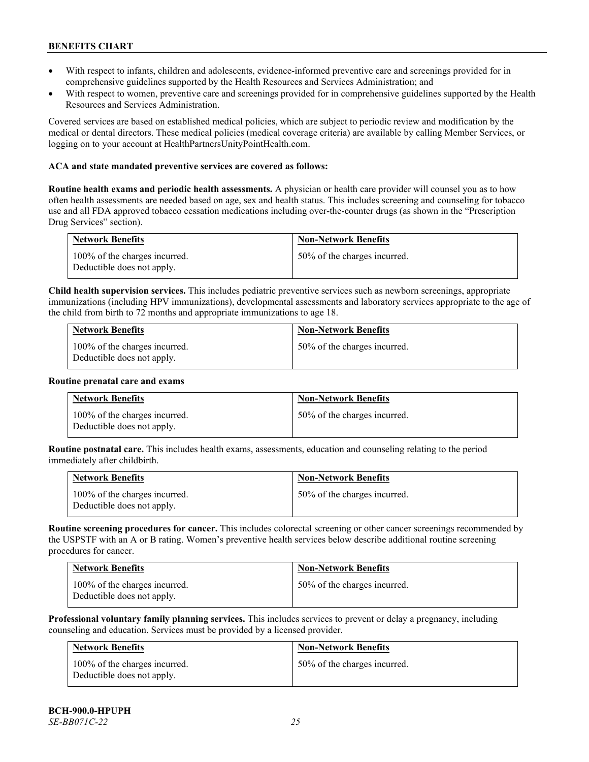- With respect to infants, children and adolescents, evidence-informed preventive care and screenings provided for in comprehensive guidelines supported by the Health Resources and Services Administration; and
- With respect to women, preventive care and screenings provided for in comprehensive guidelines supported by the Health Resources and Services Administration.

Covered services are based on established medical policies, which are subject to periodic review and modification by the medical or dental directors. These medical policies (medical coverage criteria) are available by calling Member Services, or logging on to your account at HealthPartnersUnityPointHealth.com.

**ACA and state mandated preventive services are covered as follows:**

**Routine health exams and periodic health assessments.** A physician or health care provider will counsel you as to how often health assessments are needed based on age, sex and health status. This includes screening and counseling for tobacco use and all FDA approved tobacco cessation medications including over-the-counter drugs (as shown in the "Prescription Drug Services" section).

| Network Benefits | Non-Network Benefits |
|---|---|
| 100% of the charges incurred. Deductible does not apply. | 50% of the charges incurred. |

**Child health supervision services.** This includes pediatric preventive services such as newborn screenings, appropriate immunizations (including HPV immunizations), developmental assessments and laboratory services appropriate to the age of the child from birth to 72 months and appropriate immunizations to age 18.

| Network Benefits | Non-Network Benefits |
|---|---|
| 100% of the charges incurred. Deductible does not apply. | 50% of the charges incurred. |

**Routine prenatal care and exams**

| Network Benefits | Non-Network Benefits |
|---|---|
| 100% of the charges incurred. Deductible does not apply. | 50% of the charges incurred. |

**Routine postnatal care.** This includes health exams, assessments, education and counseling relating to the period immediately after childbirth.

| Network Benefits | Non-Network Benefits |
|---|---|
| 100% of the charges incurred. Deductible does not apply. | 50% of the charges incurred. |

**Routine screening procedures for cancer.** This includes colorectal screening or other cancer screenings recommended by the USPSTF with an A or B rating. Women's preventive health services below describe additional routine screening procedures for cancer.

| Network Benefits | Non-Network Benefits |
|---|---|
| 100% of the charges incurred. Deductible does not apply. | 50% of the charges incurred. |

**Professional voluntary family planning services.** This includes services to prevent or delay a pregnancy, including counseling and education. Services must be provided by a licensed provider.

| Network Benefits | Non-Network Benefits |
|---|---|
| 100% of the charges incurred. Deductible does not apply. | 50% of the charges incurred. |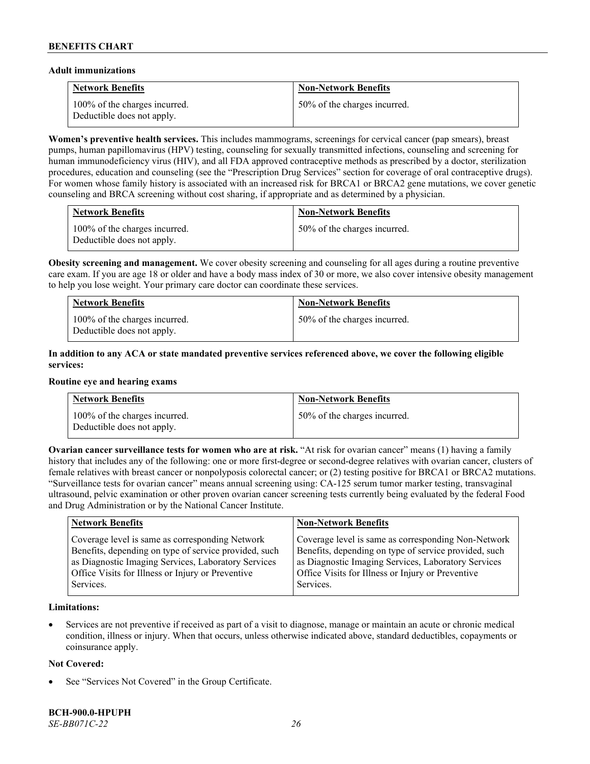**Adult immunizations**

| Network Benefits | Non-Network Benefits |
|---|---|
| 100% of the charges incurred. Deductible does not apply. | 50% of the charges incurred. |

**Women's preventive health services.** This includes mammograms, screenings for cervical cancer (pap smears), breast pumps, human papillomavirus (HPV) testing, counseling for sexually transmitted infections, counseling and screening for human immunodeficiency virus (HIV), and all FDA approved contraceptive methods as prescribed by a doctor, sterilization procedures, education and counseling (see the "Prescription Drug Services" section for coverage of oral contraceptive drugs). For women whose family history is associated with an increased risk for BRCA1 or BRCA2 gene mutations, we cover genetic counseling and BRCA screening without cost sharing, if appropriate and as determined by a physician.

| Network Benefits | Non-Network Benefits |
|---|---|
| 100% of the charges incurred. Deductible does not apply. | 50% of the charges incurred. |

**Obesity screening and management.** We cover obesity screening and counseling for all ages during a routine preventive care exam. If you are age 18 or older and have a body mass index of 30 or more, we also cover intensive obesity management to help you lose weight. Your primary care doctor can coordinate these services.

| Network Benefits | Non-Network Benefits |
|---|---|
| 100% of the charges incurred. Deductible does not apply. | 50% of the charges incurred. |

**In addition to any ACA or state mandated preventive services referenced above, we cover the following eligible services:**

**Routine eye and hearing exams**

| Network Benefits | Non-Network Benefits |
|---|---|
| 100% of the charges incurred. Deductible does not apply. | 50% of the charges incurred. |

**Ovarian cancer surveillance tests for women who are at risk.** "At risk for ovarian cancer" means (1) having a family history that includes any of the following: one or more first-degree or second-degree relatives with ovarian cancer, clusters of female relatives with breast cancer or nonpolyposis colorectal cancer; or (2) testing positive for BRCA1 or BRCA2 mutations. "Surveillance tests for ovarian cancer" means annual screening using: CA-125 serum tumor marker testing, transvaginal ultrasound, pelvic examination or other proven ovarian cancer screening tests currently being evaluated by the federal Food and Drug Administration or by the National Cancer Institute.

| Network Benefits | Non-Network Benefits |
|---|---|
| Coverage level is same as corresponding Network Benefits, depending on type of service provided, such as Diagnostic Imaging Services, Laboratory Services Office Visits for Illness or Injury or Preventive Services. | Coverage level is same as corresponding Non-Network Benefits, depending on type of service provided, such as Diagnostic Imaging Services, Laboratory Services Office Visits for Illness or Injury or Preventive Services. |

**Limitations:**

- Services are not preventive if received as part of a visit to diagnose, manage or maintain an acute or chronic medical condition, illness or injury. When that occurs, unless otherwise indicated above, standard deductibles, copayments or coinsurance apply.

**Not Covered:**

- See "Services Not Covered" in the Group Certificate.

**BCH-900.0-HPUPH**
*SE-BB071C-22*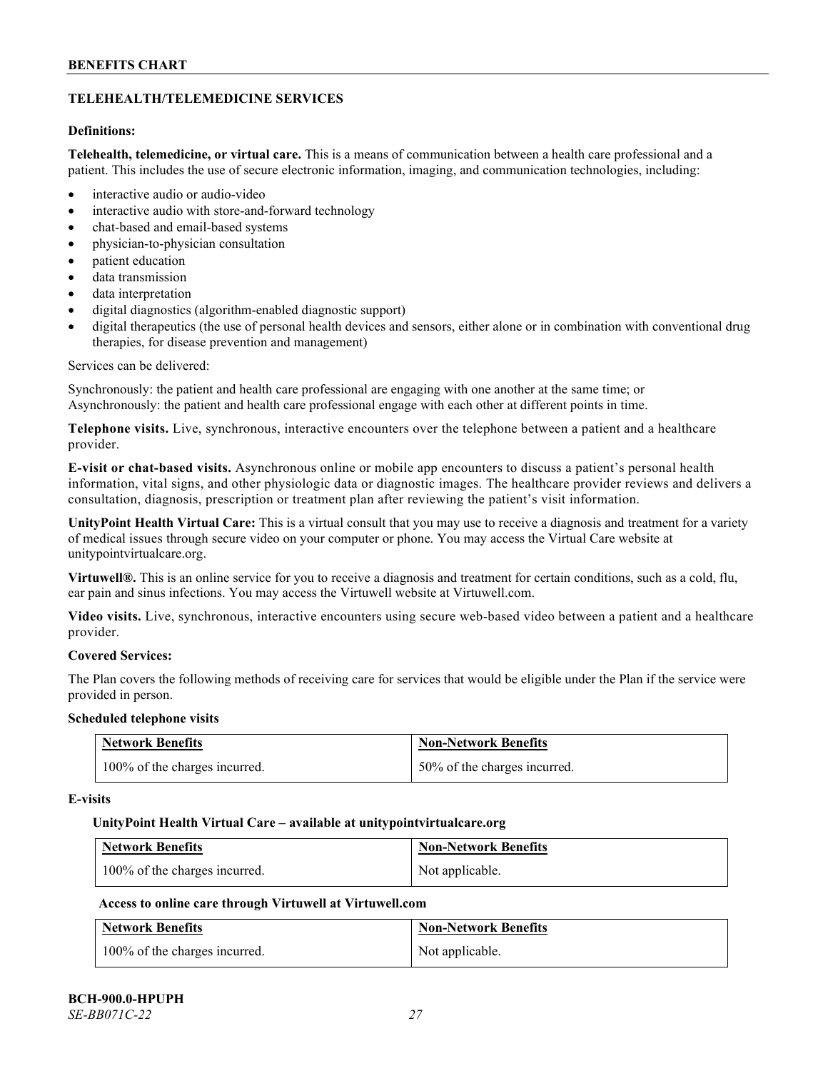## TELEHEALTH/TELEMEDICINE SERVICES

**Definitions:**

**Telehealth, telemedicine, or virtual care.** This is a means of communication between a health care professional and a patient. This includes the use of secure electronic information, imaging, and communication technologies, including:

- interactive audio or audio-video
- interactive audio with store-and-forward technology
- chat-based and email-based systems
- physician-to-physician consultation
- patient education
- data transmission
- data interpretation
- digital diagnostics (algorithm-enabled diagnostic support)
- digital therapeutics (the use of personal health devices and sensors, either alone or in combination with conventional drug therapies, for disease prevention and management)

Services can be delivered:

Synchronously: the patient and health care professional are engaging with one another at the same time; or
Asynchronously: the patient and health care professional engage with each other at different points in time.

**Telephone visits.** Live, synchronous, interactive encounters over the telephone between a patient and a healthcare provider.

**E-visit or chat-based visits.** Asynchronous online or mobile app encounters to discuss a patient's personal health information, vital signs, and other physiologic data or diagnostic images. The healthcare provider reviews and delivers a consultation, diagnosis, prescription or treatment plan after reviewing the patient's visit information.

**UnityPoint Health Virtual Care:** This is a virtual consult that you may use to receive a diagnosis and treatment for a variety of medical issues through secure video on your computer or phone. You may access the Virtual Care website at unitypointvirtualcare.org.

**Virtuwell®.** This is an online service for you to receive a diagnosis and treatment for certain conditions, such as a cold, flu, ear pain and sinus infections. You may access the Virtuwell website at Virtuwell.com.

**Video visits.** Live, synchronous, interactive encounters using secure web-based video between a patient and a healthcare provider.

**Covered Services:**

The Plan covers the following methods of receiving care for services that would be eligible under the Plan if the service were provided in person.

**Scheduled telephone visits**

| Network Benefits | Non-Network Benefits |
|---|---|
| 100% of the charges incurred. | 50% of the charges incurred. |

**E-visits**

**UnityPoint Health Virtual Care – available at unitypointvirtualcare.org**

| Network Benefits | Non-Network Benefits |
|---|---|
| 100% of the charges incurred. | Not applicable. |

**Access to online care through Virtuwell at Virtuwell.com**

| Network Benefits | Non-Network Benefits |
|---|---|
| 100% of the charges incurred. | Not applicable. |

**BCH-900.0-HPUPH**
*SE-BB071C-22*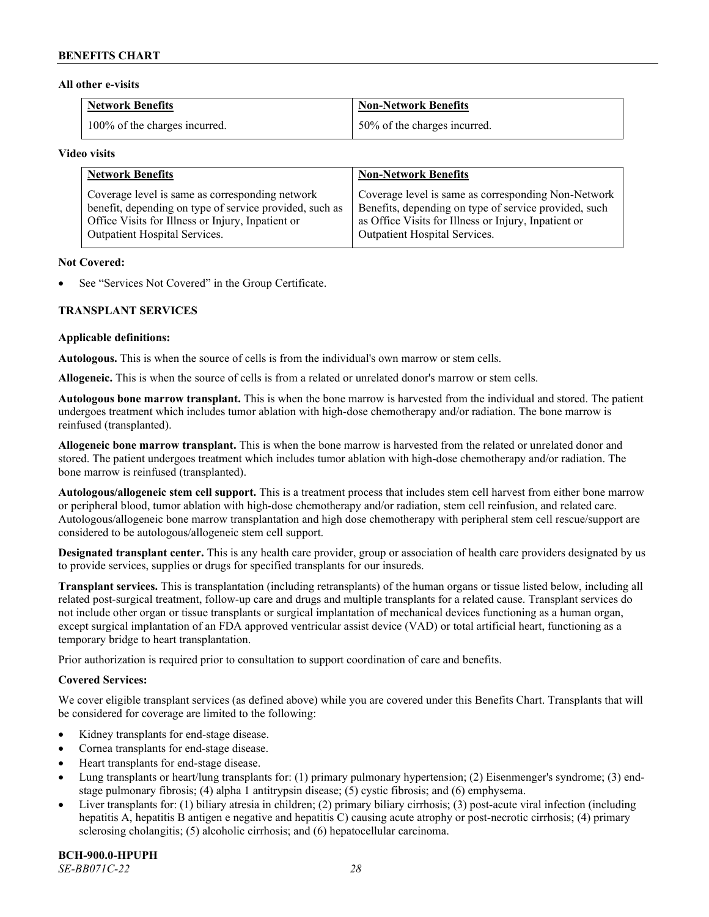**All other e-visits**

| Network Benefits | Non-Network Benefits |
| --- | --- |
| 100% of the charges incurred. | 50% of the charges incurred. |

**Video visits**

| Network Benefits | Non-Network Benefits |
| --- | --- |
| Coverage level is same as corresponding network benefit, depending on type of service provided, such as Office Visits for Illness or Injury, Inpatient or Outpatient Hospital Services. | Coverage level is same as corresponding Non-Network Benefits, depending on type of service provided, such as Office Visits for Illness or Injury, Inpatient or Outpatient Hospital Services. |

**Not Covered:**

- See "Services Not Covered" in the Group Certificate.

**TRANSPLANT SERVICES**

**Applicable definitions:**

**Autologous.** This is when the source of cells is from the individual's own marrow or stem cells.

**Allogeneic.** This is when the source of cells is from a related or unrelated donor's marrow or stem cells.

**Autologous bone marrow transplant.** This is when the bone marrow is harvested from the individual and stored. The patient undergoes treatment which includes tumor ablation with high-dose chemotherapy and/or radiation. The bone marrow is reinfused (transplanted).

**Allogeneic bone marrow transplant.** This is when the bone marrow is harvested from the related or unrelated donor and stored. The patient undergoes treatment which includes tumor ablation with high-dose chemotherapy and/or radiation. The bone marrow is reinfused (transplanted).

**Autologous/allogeneic stem cell support.** This is a treatment process that includes stem cell harvest from either bone marrow or peripheral blood, tumor ablation with high-dose chemotherapy and/or radiation, stem cell reinfusion, and related care. Autologous/allogeneic bone marrow transplantation and high dose chemotherapy with peripheral stem cell rescue/support are considered to be autologous/allogeneic stem cell support.

**Designated transplant center.** This is any health care provider, group or association of health care providers designated by us to provide services, supplies or drugs for specified transplants for our insureds.

**Transplant services.** This is transplantation (including retransplants) of the human organs or tissue listed below, including all related post-surgical treatment, follow-up care and drugs and multiple transplants for a related cause. Transplant services do not include other organ or tissue transplants or surgical implantation of mechanical devices functioning as a human organ, except surgical implantation of an FDA approved ventricular assist device (VAD) or total artificial heart, functioning as a temporary bridge to heart transplantation.

Prior authorization is required prior to consultation to support coordination of care and benefits.

**Covered Services:**

We cover eligible transplant services (as defined above) while you are covered under this Benefits Chart. Transplants that will be considered for coverage are limited to the following:

- Kidney transplants for end-stage disease.
- Cornea transplants for end-stage disease.
- Heart transplants for end-stage disease.
- Lung transplants or heart/lung transplants for: (1) primary pulmonary hypertension; (2) Eisenmenger's syndrome; (3) end-stage pulmonary fibrosis; (4) alpha 1 antitrypsin disease; (5) cystic fibrosis; and (6) emphysema.
- Liver transplants for: (1) biliary atresia in children; (2) primary biliary cirrhosis; (3) post-acute viral infection (including hepatitis A, hepatitis B antigen e negative and hepatitis C) causing acute atrophy or post-necrotic cirrhosis; (4) primary sclerosing cholangitis; (5) alcoholic cirrhosis; and (6) hepatocellular carcinoma.

**BCH-900.0-HPUPH**
*SE-BB071C-22*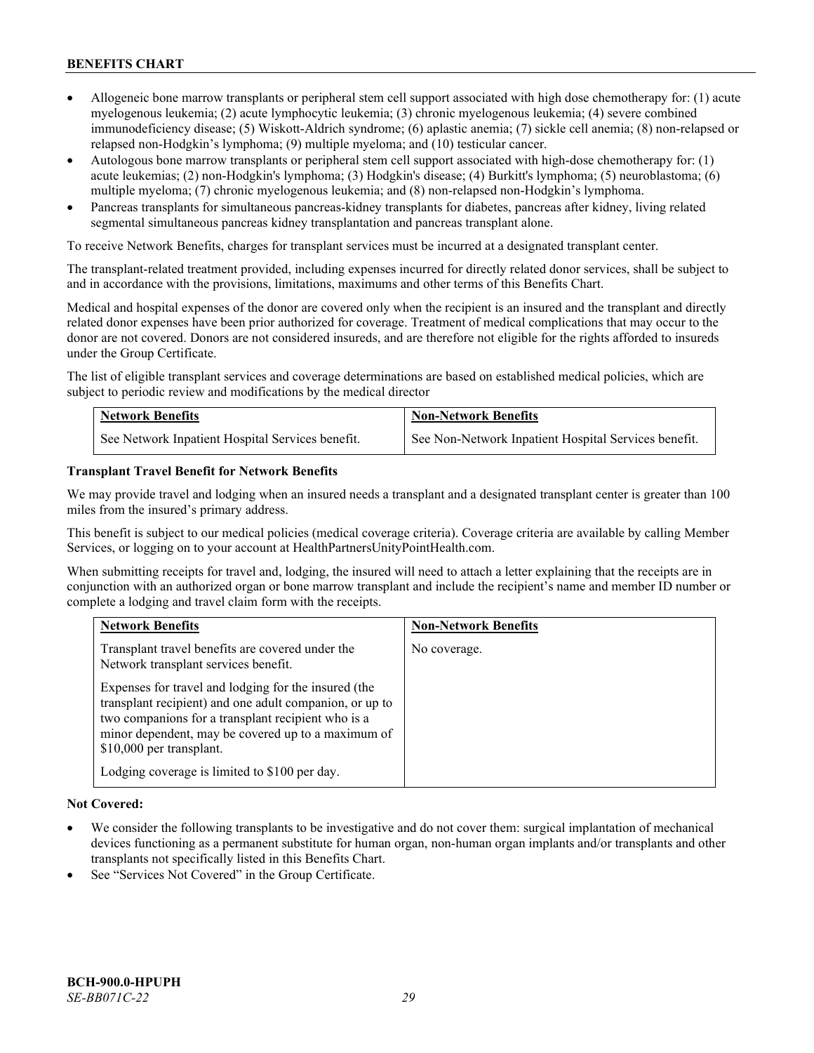- Allogeneic bone marrow transplants or peripheral stem cell support associated with high dose chemotherapy for: (1) acute myelogenous leukemia; (2) acute lymphocytic leukemia; (3) chronic myelogenous leukemia; (4) severe combined immunodeficiency disease; (5) Wiskott-Aldrich syndrome; (6) aplastic anemia; (7) sickle cell anemia; (8) non-relapsed or relapsed non-Hodgkin's lymphoma; (9) multiple myeloma; and (10) testicular cancer.
- Autologous bone marrow transplants or peripheral stem cell support associated with high-dose chemotherapy for: (1) acute leukemias; (2) non-Hodgkin's lymphoma; (3) Hodgkin's disease; (4) Burkitt's lymphoma; (5) neuroblastoma; (6) multiple myeloma; (7) chronic myelogenous leukemia; and (8) non-relapsed non-Hodgkin's lymphoma.
- Pancreas transplants for simultaneous pancreas-kidney transplants for diabetes, pancreas after kidney, living related segmental simultaneous pancreas kidney transplantation and pancreas transplant alone.

To receive Network Benefits, charges for transplant services must be incurred at a designated transplant center.

The transplant-related treatment provided, including expenses incurred for directly related donor services, shall be subject to and in accordance with the provisions, limitations, maximums and other terms of this Benefits Chart.

Medical and hospital expenses of the donor are covered only when the recipient is an insured and the transplant and directly related donor expenses have been prior authorized for coverage. Treatment of medical complications that may occur to the donor are not covered. Donors are not considered insureds, and are therefore not eligible for the rights afforded to insureds under the Group Certificate.

The list of eligible transplant services and coverage determinations are based on established medical policies, which are subject to periodic review and modifications by the medical director

| Network Benefits | Non-Network Benefits |
| --- | --- |
| See Network Inpatient Hospital Services benefit. | See Non-Network Inpatient Hospital Services benefit. |

**Transplant Travel Benefit for Network Benefits**

We may provide travel and lodging when an insured needs a transplant and a designated transplant center is greater than 100 miles from the insured's primary address.

This benefit is subject to our medical policies (medical coverage criteria). Coverage criteria are available by calling Member Services, or logging on to your account at HealthPartnersUnityPointHealth.com.

When submitting receipts for travel and, lodging, the insured will need to attach a letter explaining that the receipts are in conjunction with an authorized organ or bone marrow transplant and include the recipient's name and member ID number or complete a lodging and travel claim form with the receipts.

| Network Benefits | Non-Network Benefits |
| --- | --- |
| Transplant travel benefits are covered under the Network transplant services benefit.<br><br>Expenses for travel and lodging for the insured (the transplant recipient) and one adult companion, or up to two companions for a transplant recipient who is a minor dependent, may be covered up to a maximum of $10,000 per transplant.<br><br>Lodging coverage is limited to $100 per day. | No coverage. |

**Not Covered:**

- We consider the following transplants to be investigative and do not cover them: surgical implantation of mechanical devices functioning as a permanent substitute for human organ, non-human organ implants and/or transplants and other transplants not specifically listed in this Benefits Chart.
- See "Services Not Covered" in the Group Certificate.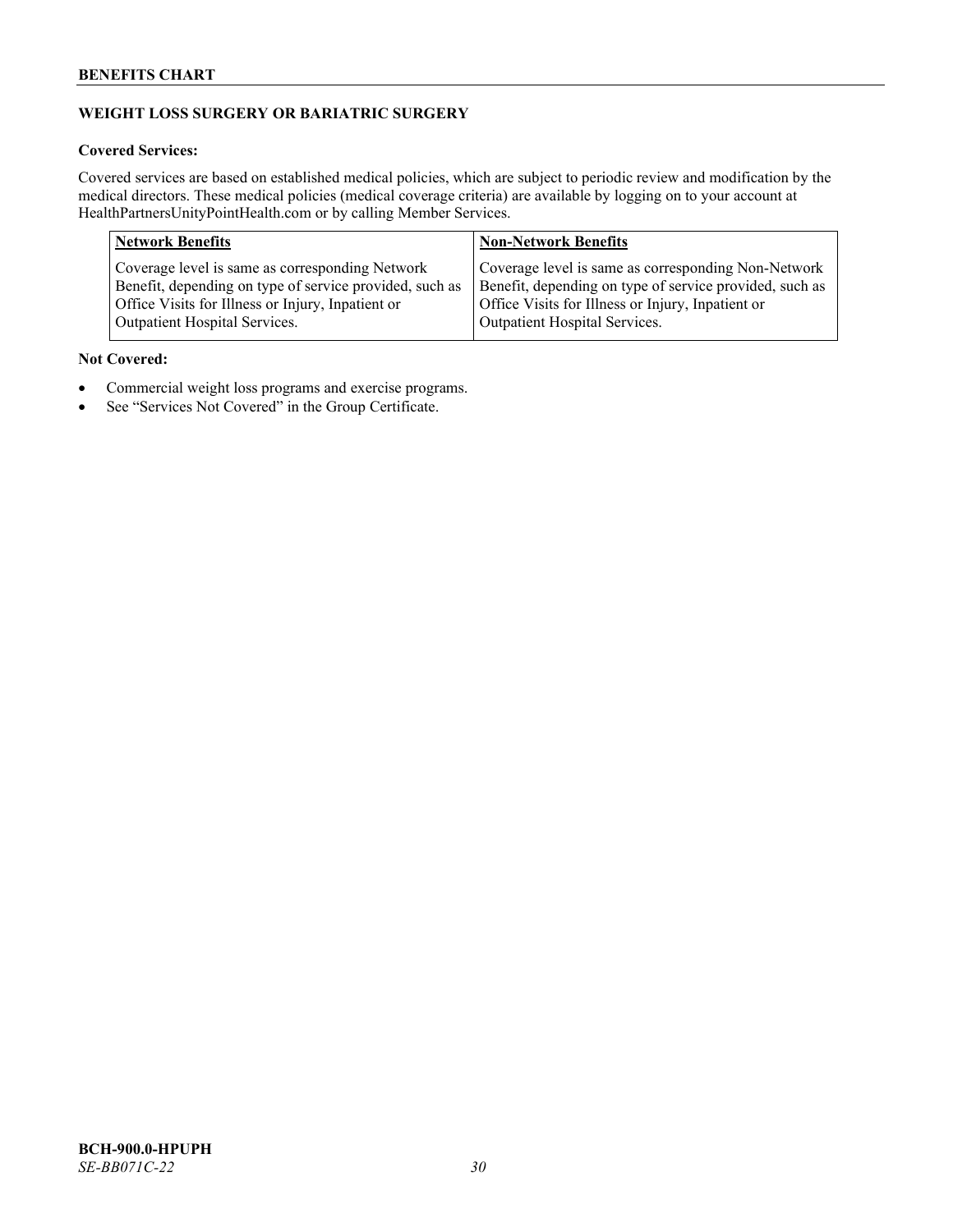## WEIGHT LOSS SURGERY OR BARIATRIC SURGERY

**Covered Services:**

Covered services are based on established medical policies, which are subject to periodic review and modification by the medical directors. These medical policies (medical coverage criteria) are available by logging on to your account at HealthPartnersUnityPointHealth.com or by calling Member Services.

| **Network Benefits** | **Non-Network Benefits** |
|---|---|
| Coverage level is same as corresponding Network Benefit, depending on type of service provided, such as Office Visits for Illness or Injury, Inpatient or Outpatient Hospital Services. | Coverage level is same as corresponding Non-Network Benefit, depending on type of service provided, such as Office Visits for Illness or Injury, Inpatient or Outpatient Hospital Services. |

**Not Covered:**

- Commercial weight loss programs and exercise programs.
- See "Services Not Covered" in the Group Certificate.